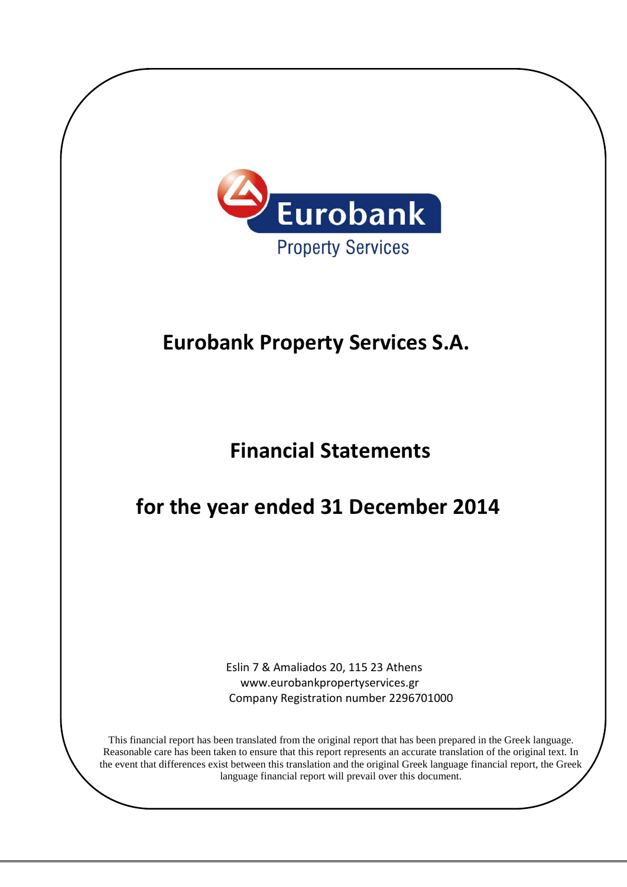Eurobank

Property Services

# Eurobank Property Services S.A.

## Financial Statements

## for the year ended 31 December 2014

Eslin 7 & Amaliados 20, 115 23 Athens
www.eurobankpropertyservices.gr
Company Registration number 2296701000

This financial report has been translated from the original report that has been prepared in the Greek language. Reasonable care has been taken to ensure that this report represents an accurate translation of the original text. In the event that differences exist between this translation and the original Greek language financial report, the Greek language financial report will prevail over this document.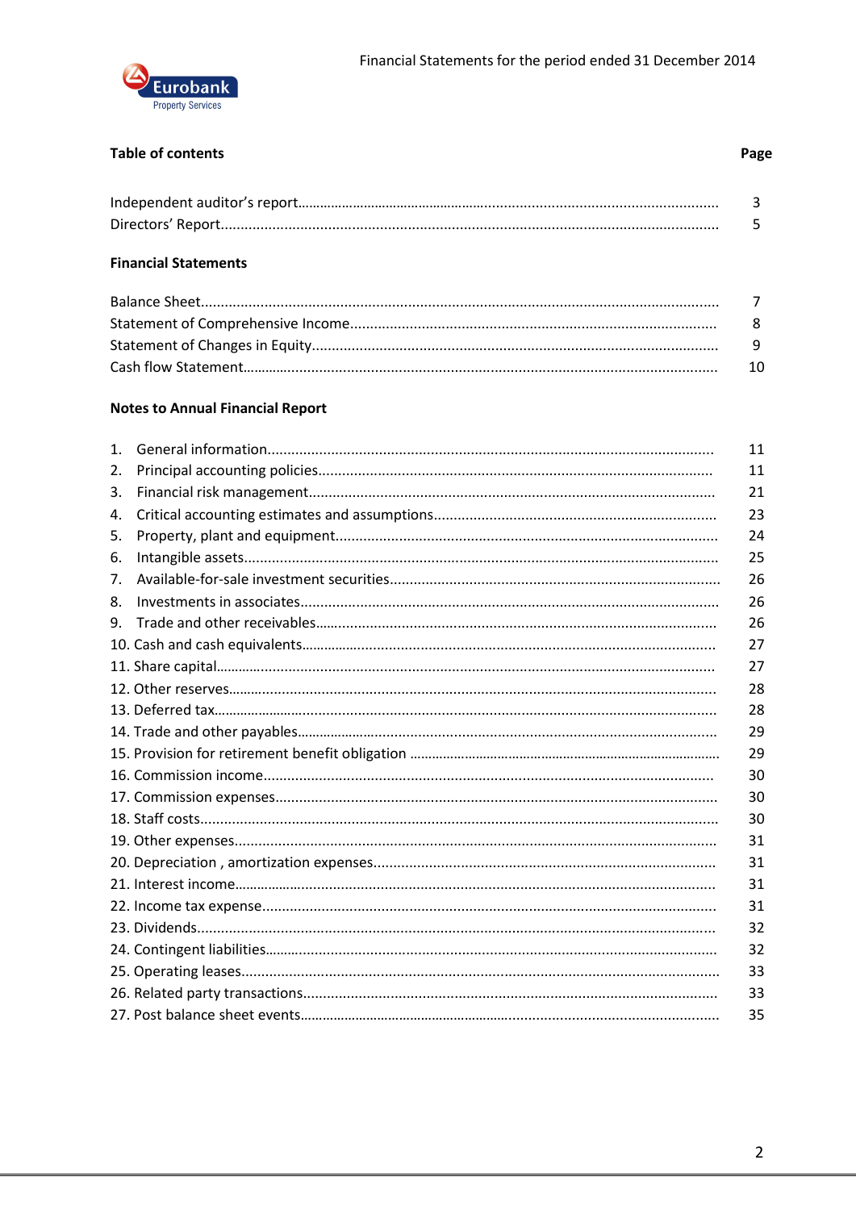## Table of contents

| | Page |
|---|---|
| Independent auditor's report | 3 |
| Directors' Report | 5 |
| **Financial Statements** | |
| Balance Sheet | 7 |
| Statement of Comprehensive Income | 8 |
| Statement of Changes in Equity | 9 |
| Cash flow Statement | 10 |
| **Notes to Annual Financial Report** | |
| 1. General information | 11 |
| 2. Principal accounting policies | 11 |
| 3. Financial risk management | 21 |
| 4. Critical accounting estimates and assumptions | 23 |
| 5. Property, plant and equipment | 24 |
| 6. Intangible assets | 25 |
| 7. Available-for-sale investment securities | 26 |
| 8. Investments in associates | 26 |
| 9. Trade and other receivables | 26 |
| 10. Cash and cash equivalents | 27 |
| 11. Share capital | 27 |
| 12. Other reserves | 28 |
| 13. Deferred tax | 28 |
| 14. Trade and other payables | 29 |
| 15. Provision for retirement benefit obligation | 29 |
| 16. Commission income | 30 |
| 17. Commission expenses | 30 |
| 18. Staff costs | 30 |
| 19. Other expenses | 31 |
| 20. Depreciation , amortization expenses | 31 |
| 21. Interest income | 31 |
| 22. Income tax expense | 31 |
| 23. Dividends | 32 |
| 24. Contingent liabilities | 32 |
| 25. Operating leases | 33 |
| 26. Related party transactions | 33 |
| 27. Post balance sheet events | 35 |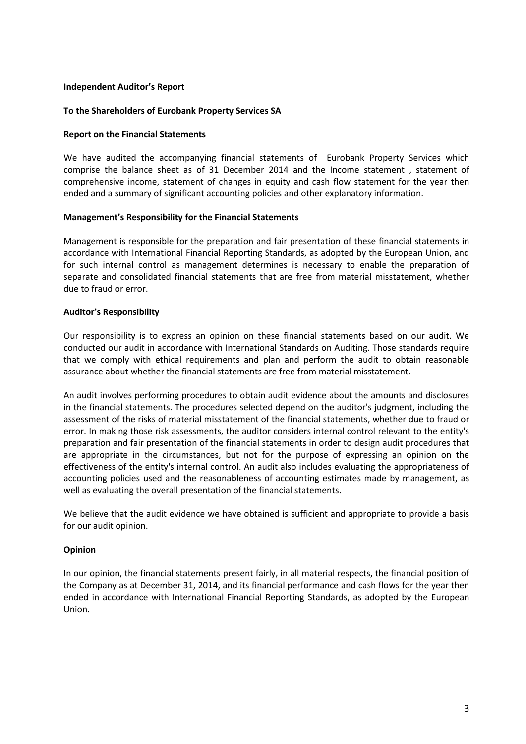**Independent Auditor's Report**

**To the Shareholders of Eurobank Property Services SA**

**Report on the Financial Statements**

We have audited the accompanying financial statements of Eurobank Property Services which comprise the balance sheet as of 31 December 2014 and the Income statement , statement of comprehensive income, statement of changes in equity and cash flow statement for the year then ended and a summary of significant accounting policies and other explanatory information.

**Management's Responsibility for the Financial Statements**

Management is responsible for the preparation and fair presentation of these financial statements in accordance with International Financial Reporting Standards, as adopted by the European Union, and for such internal control as management determines is necessary to enable the preparation of separate and consolidated financial statements that are free from material misstatement, whether due to fraud or error.

**Auditor's Responsibility**

Our responsibility is to express an opinion on these financial statements based on our audit. We conducted our audit in accordance with International Standards on Auditing. Those standards require that we comply with ethical requirements and plan and perform the audit to obtain reasonable assurance about whether the financial statements are free from material misstatement.

An audit involves performing procedures to obtain audit evidence about the amounts and disclosures in the financial statements. The procedures selected depend on the auditor's judgment, including the assessment of the risks of material misstatement of the financial statements, whether due to fraud or error. In making those risk assessments, the auditor considers internal control relevant to the entity's preparation and fair presentation of the financial statements in order to design audit procedures that are appropriate in the circumstances, but not for the purpose of expressing an opinion on the effectiveness of the entity's internal control. An audit also includes evaluating the appropriateness of accounting policies used and the reasonableness of accounting estimates made by management, as well as evaluating the overall presentation of the financial statements.

We believe that the audit evidence we have obtained is sufficient and appropriate to provide a basis for our audit opinion.

**Opinion**

In our opinion, the financial statements present fairly, in all material respects, the financial position of the Company as at December 31, 2014, and its financial performance and cash flows for the year then ended in accordance with International Financial Reporting Standards, as adopted by the European Union.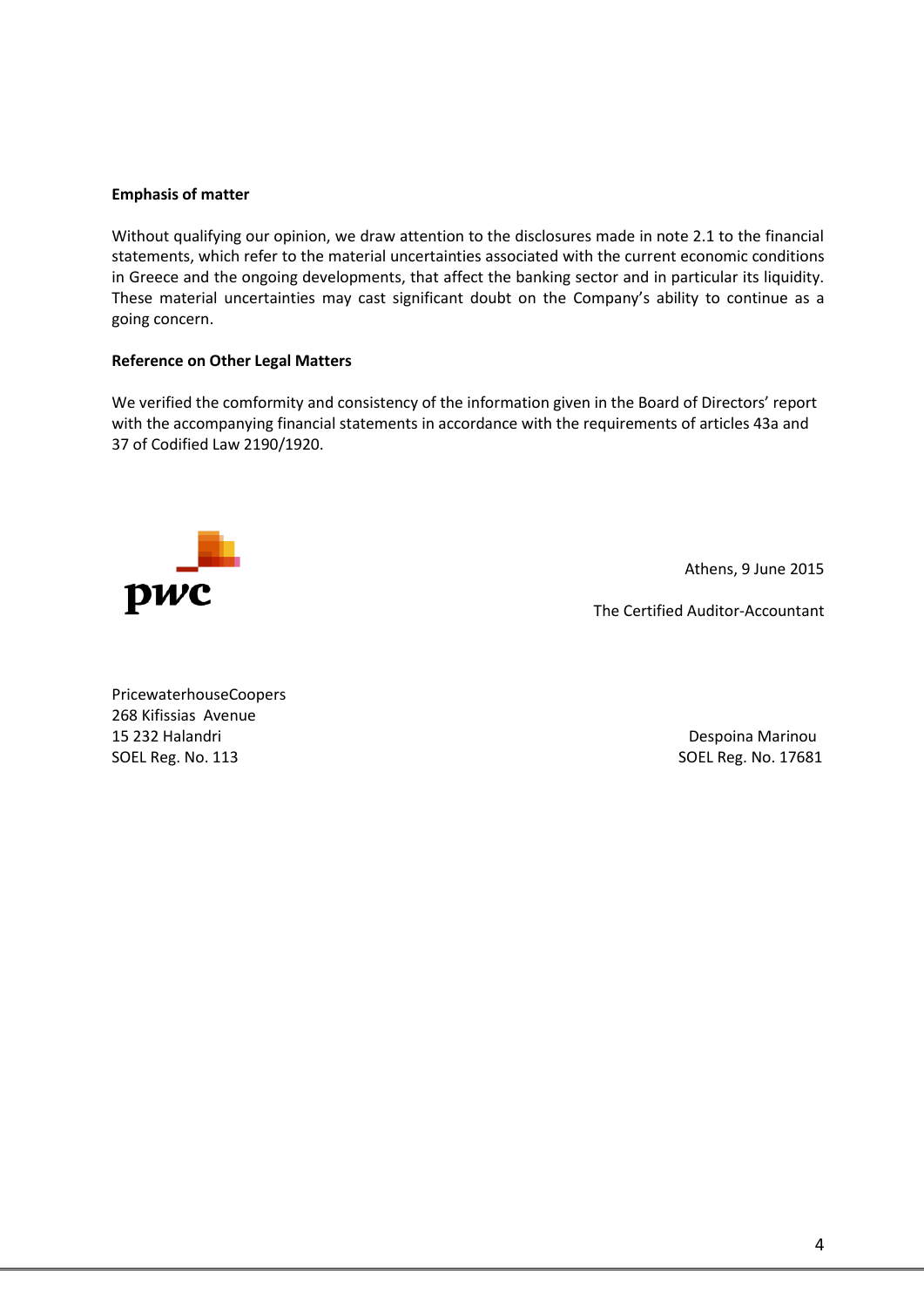**Emphasis of matter**

Without qualifying our opinion, we draw attention to the disclosures made in note 2.1 to the financial statements, which refer to the material uncertainties associated with the current economic conditions in Greece and the ongoing developments, that affect the banking sector and in particular its liquidity. These material uncertainties may cast significant doubt on the Company's ability to continue as a going concern.

**Reference on Other Legal Matters**

We verified the comformity and consistency of the information given in the Board of Directors' report with the accompanying financial statements in accordance with the requirements of articles 43a and 37 of Codified Law 2190/1920.

pwc

Athens, 9 June 2015

The Certified Auditor-Accountant

PricewaterhouseCoopers
268 Kifissias Avenue
15 232 Halandri
SOEL Reg. No. 113

Despoina Marinou
SOEL Reg. No. 17681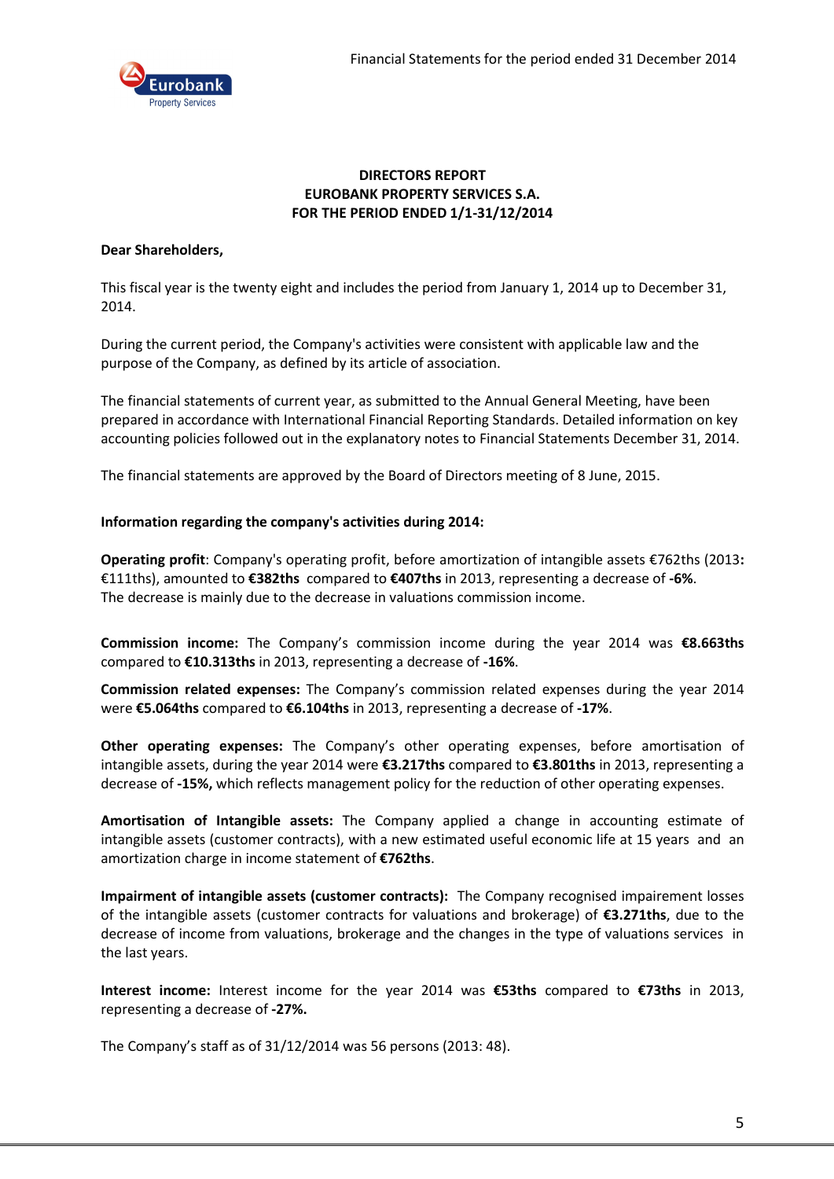# DIRECTORS REPORT
# EUROBANK PROPERTY SERVICES S.A.
# FOR THE PERIOD ENDED 1/1-31/12/2014

**Dear Shareholders,**

This fiscal year is the twenty eight and includes the period from January 1, 2014 up to December 31, 2014.

During the current period, the Company's activities were consistent with applicable law and the purpose of the Company, as defined by its article of association.

The financial statements of current year, as submitted to the Annual General Meeting, have been prepared in accordance with International Financial Reporting Standards. Detailed information on key accounting policies followed out in the explanatory notes to Financial Statements December 31, 2014.

The financial statements are approved by the Board of Directors meeting of 8 June, 2015.

**Information regarding the company's activities during 2014:**

**Operating profit**: Company's operating profit, before amortization of intangible assets €762ths (2013**:** €111ths), amounted to **€382ths** compared to **€407ths** in 2013, representing a decrease of **-6%**.
The decrease is mainly due to the decrease in valuations commission income.

**Commission income:** The Company's commission income during the year 2014 was **€8.663ths** compared to **€10.313ths** in 2013, representing a decrease of **-16%**.

**Commission related expenses:** The Company's commission related expenses during the year 2014 were **€5.064ths** compared to **€6.104ths** in 2013, representing a decrease of **-17%**.

**Other operating expenses:** The Company's other operating expenses, before amortisation of intangible assets, during the year 2014 were **€3.217ths** compared to **€3.801ths** in 2013, representing a decrease of **-15%,** which reflects management policy for the reduction of other operating expenses.

**Amortisation of Intangible assets:** The Company applied a change in accounting estimate of intangible assets (customer contracts), with a new estimated useful economic life at 15 years and an amortization charge in income statement of **€762ths**.

**Impairment of intangible assets (customer contracts):** The Company recognised impairement losses of the intangible assets (customer contracts for valuations and brokerage) of **€3.271ths**, due to the decrease of income from valuations, brokerage and the changes in the type of valuations services in the last years.

**Interest income:** Interest income for the year 2014 was **€53ths** compared to **€73ths** in 2013, representing a decrease of **-27%.**

The Company's staff as of 31/12/2014 was 56 persons (2013: 48).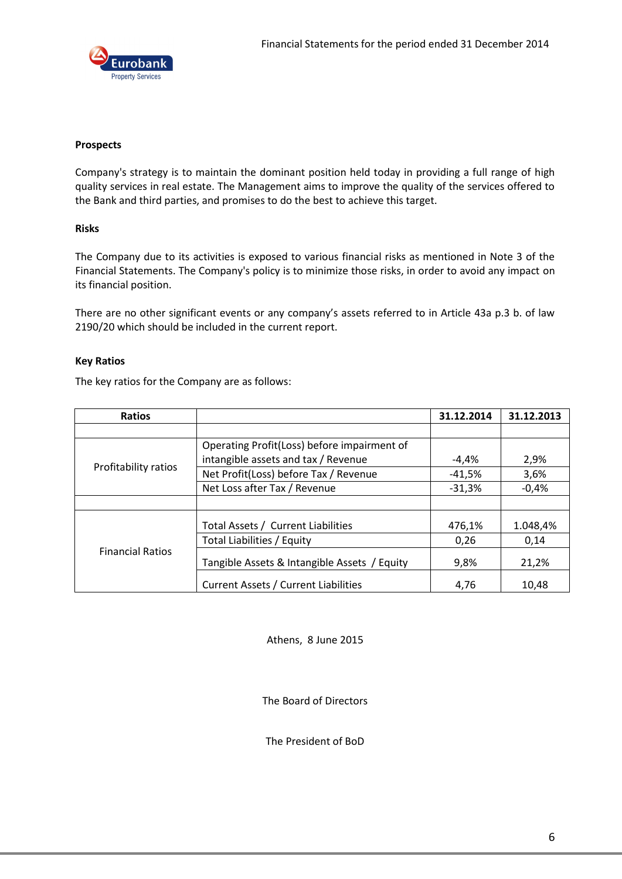**Prospects**

Company's strategy is to maintain the dominant position held today in providing a full range of high quality services in real estate. The Management aims to improve the quality of the services offered to the Bank and third parties, and promises to do the best to achieve this target.

**Risks**

The Company due to its activities is exposed to various financial risks as mentioned in Note 3 of the Financial Statements. The Company's policy is to minimize those risks, in order to avoid any impact on its financial position.

There are no other significant events or any company's assets referred to in Article 43a p.3 b. of law 2190/20 which should be included in the current report.

**Key Ratios**

The key ratios for the Company are as follows:

| Ratios | | 31.12.2014 | 31.12.2013 |
|---|---|---|---|
| | | | |
| Profitability ratios | Operating Profit(Loss) before impairment of intangible assets and tax / Revenue | -4,4% | 2,9% |
| | Net Profit(Loss) before Tax / Revenue | -41,5% | 3,6% |
| | Net Loss after Tax / Revenue | -31,3% | -0,4% |
| | | | |
| Financial Ratios | Total Assets / Current Liabilities | 476,1% | 1.048,4% |
| | Total Liabilities / Equity | 0,26 | 0,14 |
| | Tangible Assets & Intangible Assets / Equity | 9,8% | 21,2% |
| | Current Assets / Current Liabilities | 4,76 | 10,48 |

Athens, 8 June 2015

The Board of Directors

The President of BoD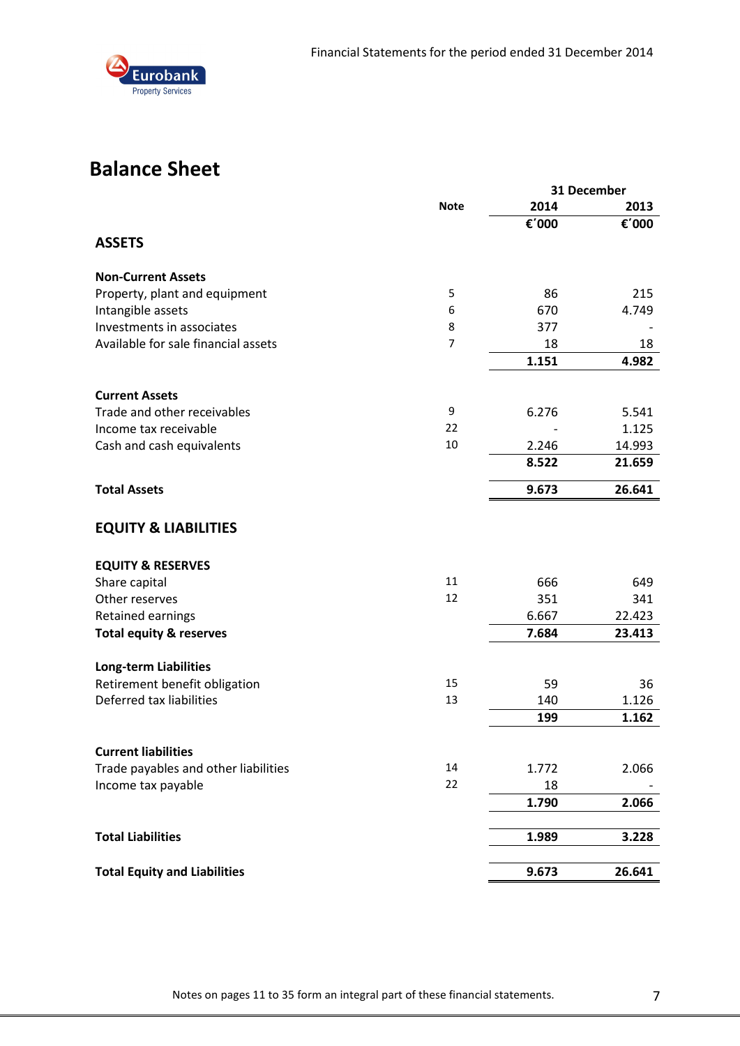## Balance Sheet

| | Note | 31 December 2014 | 31 December 2013 |
|---|---|---|---|
| | | €´000 | €´000 |
| **ASSETS** | | | |
| **Non-Current Assets** | | | |
| Property, plant and equipment | 5 | 86 | 215 |
| Intangible assets | 6 | 670 | 4.749 |
| Investments in associates | 8 | 377 | - |
| Available for sale financial assets | 7 | 18 | 18 |
| | | **1.151** | **4.982** |
| **Current Assets** | | | |
| Trade and other receivables | 9 | 6.276 | 5.541 |
| Income tax receivable | 22 | - | 1.125 |
| Cash and cash equivalents | 10 | 2.246 | 14.993 |
| | | **8.522** | **21.659** |
| **Total Assets** | | **9.673** | **26.641** |
| **EQUITY & LIABILITIES** | | | |
| **EQUITY & RESERVES** | | | |
| Share capital | 11 | 666 | 649 |
| Other reserves | 12 | 351 | 341 |
| Retained earnings | | 6.667 | 22.423 |
| **Total equity & reserves** | | **7.684** | **23.413** |
| **Long-term Liabilities** | | | |
| Retirement benefit obligation | 15 | 59 | 36 |
| Deferred tax liabilities | 13 | 140 | 1.126 |
| | | **199** | **1.162** |
| **Current liabilities** | | | |
| Trade payables and other liabilities | 14 | 1.772 | 2.066 |
| Income tax payable | 22 | 18 | - |
| | | **1.790** | **2.066** |
| **Total Liabilities** | | **1.989** | **3.228** |
| **Total Equity and Liabilities** | | **9.673** | **26.641** |

Notes on pages 11 to 35 form an integral part of these financial statements.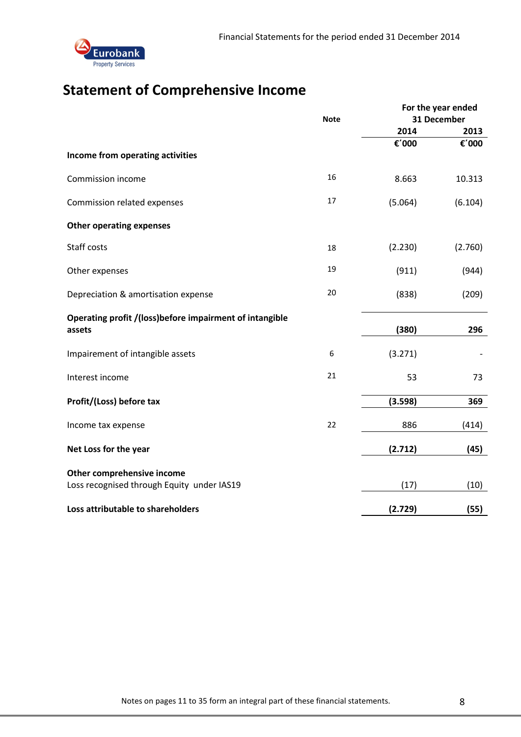## Statement of Comprehensive Income

| | Note | For the year ended 31 December 2014 | 2013 |
|---|---|---|---|
| | | €´000 | €´000 |
| **Income from operating activities** | | | |
| Commission income | 16 | 8.663 | 10.313 |
| Commission related expenses | 17 | (5.064) | (6.104) |
| **Other operating expenses** | | | |
| Staff costs | 18 | (2.230) | (2.760) |
| Other expenses | 19 | (911) | (944) |
| Depreciation & amortisation expense | 20 | (838) | (209) |
| **Operating profit /(loss)before impairment of intangible assets** | | **(380)** | **296** |
| Impairement of intangible assets | 6 | (3.271) | - |
| Interest income | 21 | 53 | 73 |
| **Profit/(Loss) before tax** | | **(3.598)** | **369** |
| Income tax expense | 22 | 886 | (414) |
| **Net Loss for the year** | | **(2.712)** | **(45)** |
| **Other comprehensive income** | | | |
| Loss recognised through Equity under IAS19 | | (17) | (10) |
| **Loss attributable to shareholders** | | **(2.729)** | **(55)** |

Notes on pages 11 to 35 form an integral part of these financial statements.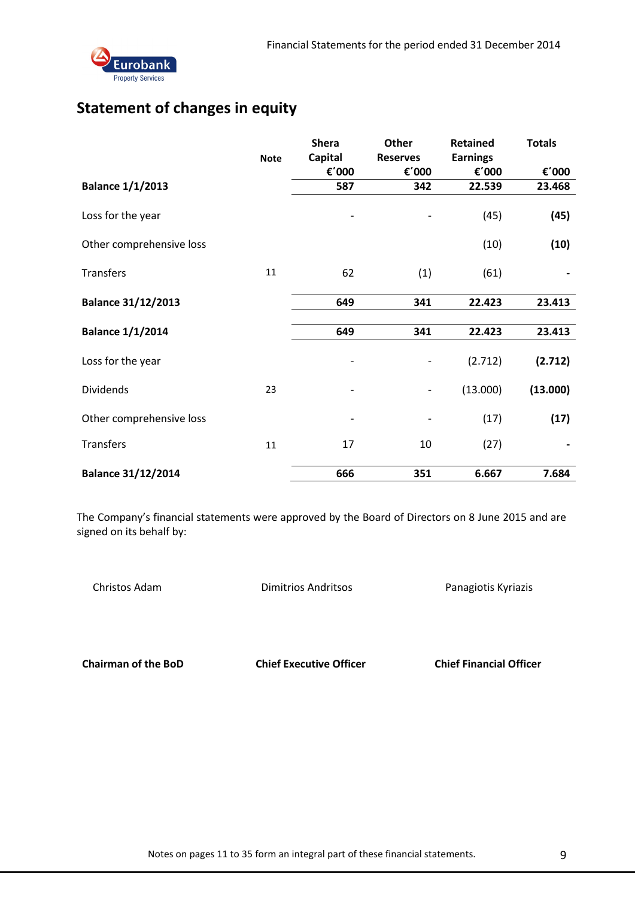## Statement of changes in equity

| | Note | Shera Capital €΄000 | Other Reserves €΄000 | Retained Earnings €΄000 | Totals €΄000 |
|---|---|---|---|---|---|
| **Balance 1/1/2013** | | **587** | **342** | **22.539** | **23.468** |
| Loss for the year | | - | - | (45) | **(45)** |
| Other comprehensive loss | | | | (10) | **(10)** |
| Transfers | 11 | 62 | (1) | (61) | **-** |
| **Balance 31/12/2013** | | **649** | **341** | **22.423** | **23.413** |
| **Balance 1/1/2014** | | **649** | **341** | **22.423** | **23.413** |
| Loss for the year | | - | - | (2.712) | **(2.712)** |
| Dividends | 23 | - | - | (13.000) | **(13.000)** |
| Other comprehensive loss | | - | - | (17) | **(17)** |
| Transfers | 11 | 17 | 10 | (27) | **-** |
| **Balance 31/12/2014** | | **666** | **351** | **6.667** | **7.684** |

The Company's financial statements were approved by the Board of Directors on 8 June 2015 and are signed on its behalf by:

| Christos Adam | Dimitrios Andritsos | Panagiotis Kyriazis |
|---|---|---|
| **Chairman of the BoD** | **Chief Executive Officer** | **Chief Financial Officer** |

Notes on pages 11 to 35 form an integral part of these financial statements.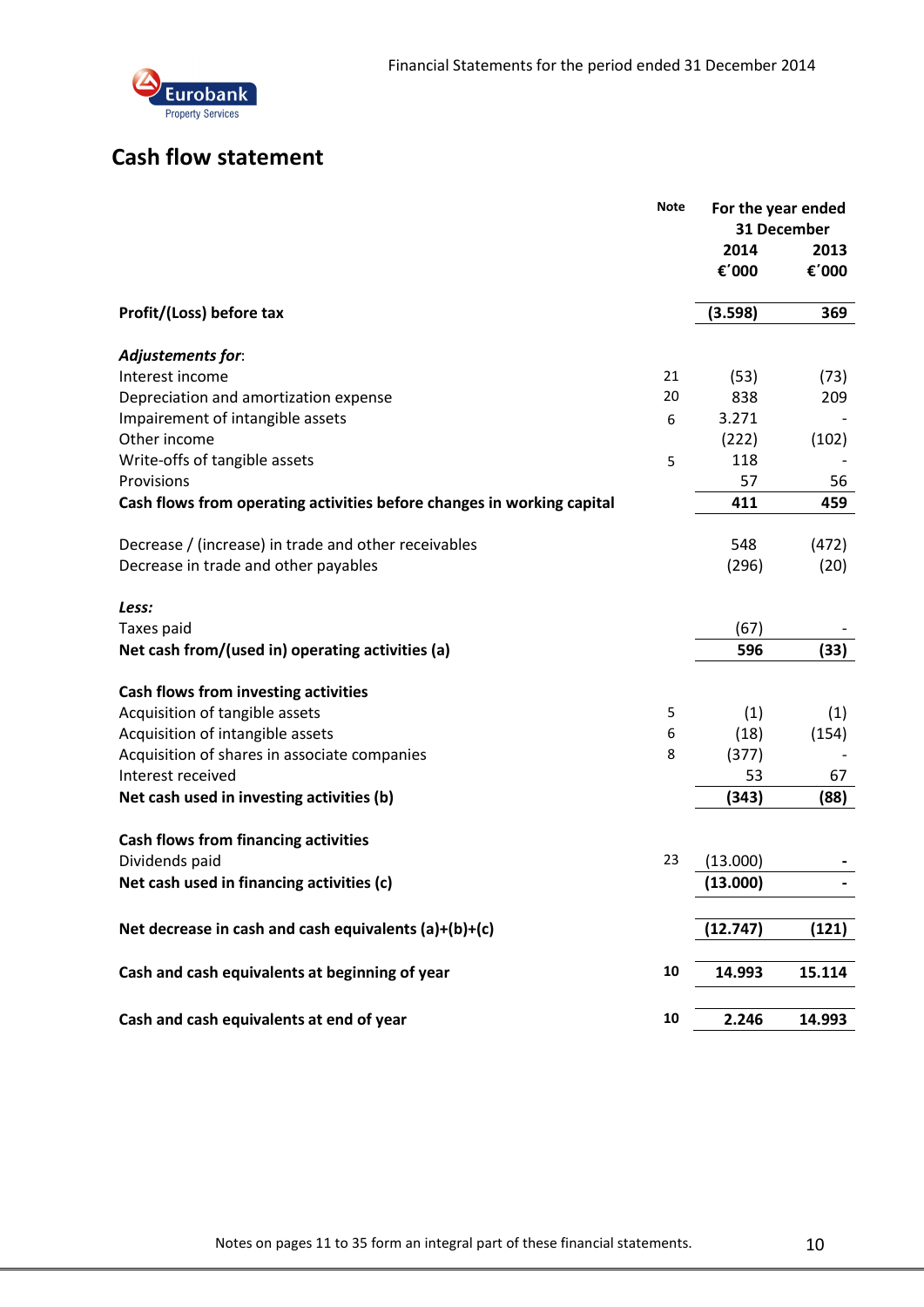## Cash flow statement

| | Note | For the year ended 31 December | |
|---|---|---|---|
| | | 2014 | 2013 |
| | | €´000 | €´000 |
| **Profit/(Loss) before tax** | | **(3.598)** | **369** |
| ***Adjustements for*:** | | | |
| Interest income | 21 | (53) | (73) |
| Depreciation and amortization expense | 20 | 838 | 209 |
| Impairement of intangible assets | 6 | 3.271 | - |
| Other income | | (222) | (102) |
| Write-offs of tangible assets | 5 | 118 | - |
| Provisions | | 57 | 56 |
| **Cash flows from operating activities before changes in working capital** | | **411** | **459** |
| Decrease / (increase) in trade and other receivables | | 548 | (472) |
| Decrease in trade and other payables | | (296) | (20) |
| ***Less:*** | | | |
| Taxes paid | | (67) | - |
| **Net cash from/(used in) operating activities (a)** | | **596** | **(33)** |
| **Cash flows from investing activities** | | | |
| Acquisition of tangible assets | 5 | (1) | (1) |
| Acquisition of intangible assets | 6 | (18) | (154) |
| Acquisition of shares in associate companies | 8 | (377) | - |
| Interest received | | 53 | 67 |
| **Net cash used in investing activities (b)** | | **(343)** | **(88)** |
| **Cash flows from financing activities** | | | |
| Dividends paid | 23 | (13.000) | - |
| **Net cash used in financing activities (c)** | | **(13.000)** | **-** |
| **Net decrease in cash and cash equivalents (a)+(b)+(c)** | | **(12.747)** | **(121)** |
| **Cash and cash equivalents at beginning of year** | **10** | **14.993** | **15.114** |
| **Cash and cash equivalents at end of year** | **10** | **2.246** | **14.993** |

Notes on pages 11 to 35 form an integral part of these financial statements.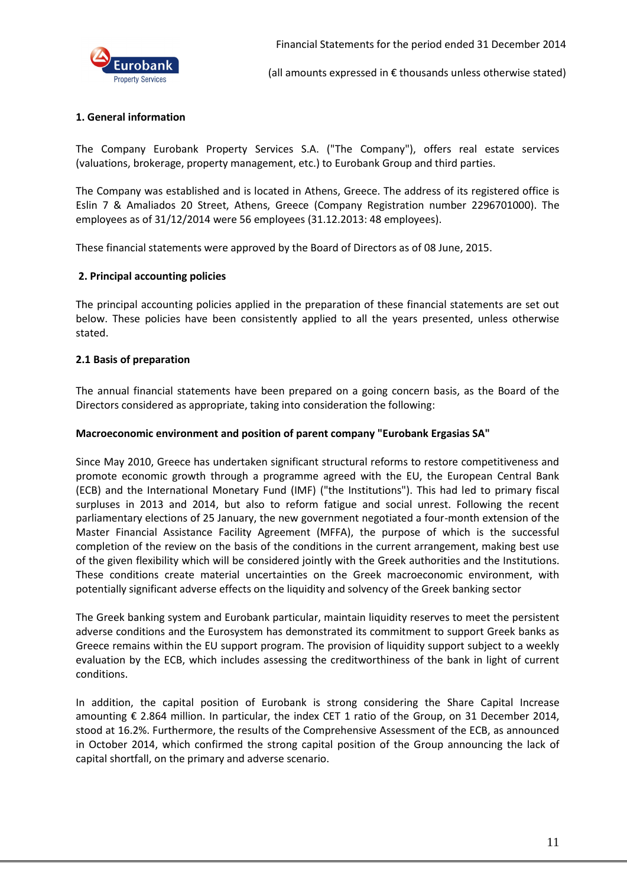## 1. General information

The Company Eurobank Property Services S.A. ("The Company"), offers real estate services (valuations, brokerage, property management, etc.) to Eurobank Group and third parties.

The Company was established and is located in Athens, Greece. The address of its registered office is Eslin 7 & Amaliados 20 Street, Athens, Greece (Company Registration number 2296701000). The employees as of 31/12/2014 were 56 employees (31.12.2013: 48 employees).

These financial statements were approved by the Board of Directors as of 08 June, 2015.

## 2. Principal accounting policies

The principal accounting policies applied in the preparation of these financial statements are set out below. These policies have been consistently applied to all the years presented, unless otherwise stated.

### 2.1 Basis of preparation

The annual financial statements have been prepared on a going concern basis, as the Board of the Directors considered as appropriate, taking into consideration the following:

**Macroeconomic environment and position of parent company "Eurobank Ergasias SA"**

Since May 2010, Greece has undertaken significant structural reforms to restore competitiveness and promote economic growth through a programme agreed with the EU, the European Central Bank (ECB) and the International Monetary Fund (IMF) ("the Institutions"). This had led to primary fiscal surpluses in 2013 and 2014, but also to reform fatigue and social unrest. Following the recent parliamentary elections of 25 January, the new government negotiated a four-month extension of the Master Financial Assistance Facility Agreement (MFFA), the purpose of which is the successful completion of the review on the basis of the conditions in the current arrangement, making best use of the given flexibility which will be considered jointly with the Greek authorities and the Institutions. These conditions create material uncertainties on the Greek macroeconomic environment, with potentially significant adverse effects on the liquidity and solvency of the Greek banking sector

The Greek banking system and Eurobank particular, maintain liquidity reserves to meet the persistent adverse conditions and the Eurosystem has demonstrated its commitment to support Greek banks as Greece remains within the EU support program. The provision of liquidity support subject to a weekly evaluation by the ECB, which includes assessing the creditworthiness of the bank in light of current conditions.

In addition, the capital position of Eurobank is strong considering the Share Capital Increase amounting € 2.864 million. In particular, the index CET 1 ratio of the Group, on 31 December 2014, stood at 16.2%. Furthermore, the results of the Comprehensive Assessment of the ECB, as announced in October 2014, which confirmed the strong capital position of the Group announcing the lack of capital shortfall, on the primary and adverse scenario.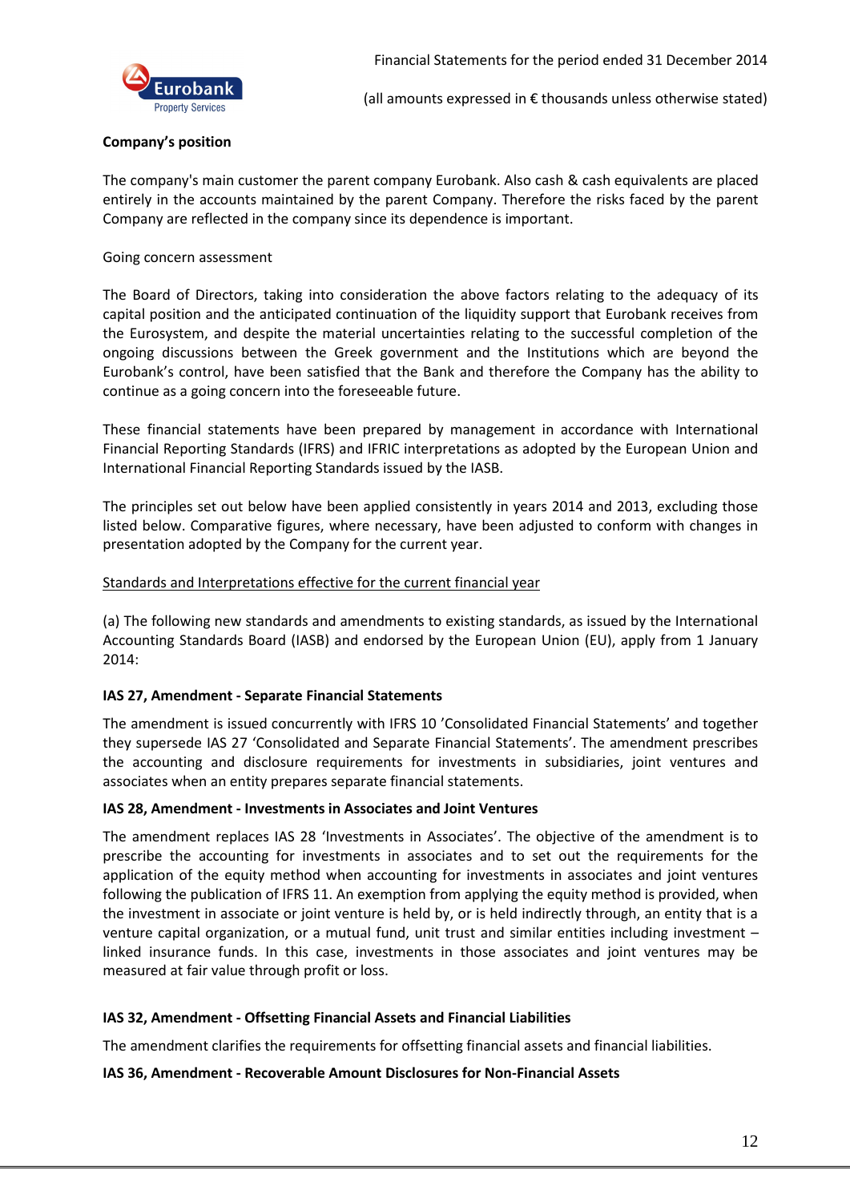**Company's position**

The company's main customer the parent company Eurobank. Also cash & cash equivalents are placed entirely in the accounts maintained by the parent Company. Therefore the risks faced by the parent Company are reflected in the company since its dependence is important.

Going concern assessment

The Board of Directors, taking into consideration the above factors relating to the adequacy of its capital position and the anticipated continuation of the liquidity support that Eurobank receives from the Eurosystem, and despite the material uncertainties relating to the successful completion of the ongoing discussions between the Greek government and the Institutions which are beyond the Eurobank's control, have been satisfied that the Bank and therefore the Company has the ability to continue as a going concern into the foreseeable future.

These financial statements have been prepared by management in accordance with International Financial Reporting Standards (IFRS) and IFRIC interpretations as adopted by the European Union and International Financial Reporting Standards issued by the IASB.

The principles set out below have been applied consistently in years 2014 and 2013, excluding those listed below. Comparative figures, where necessary, have been adjusted to conform with changes in presentation adopted by the Company for the current year.

Standards and Interpretations effective for the current financial year

(a) The following new standards and amendments to existing standards, as issued by the International Accounting Standards Board (IASB) and endorsed by the European Union (EU), apply from 1 January 2014:

**IAS 27, Amendment - Separate Financial Statements**

The amendment is issued concurrently with IFRS 10 'Consolidated Financial Statements' and together they supersede IAS 27 'Consolidated and Separate Financial Statements'. The amendment prescribes the accounting and disclosure requirements for investments in subsidiaries, joint ventures and associates when an entity prepares separate financial statements.

**IAS 28, Amendment - Investments in Associates and Joint Ventures**

The amendment replaces IAS 28 'Investments in Associates'. The objective of the amendment is to prescribe the accounting for investments in associates and to set out the requirements for the application of the equity method when accounting for investments in associates and joint ventures following the publication of IFRS 11. An exemption from applying the equity method is provided, when the investment in associate or joint venture is held by, or is held indirectly through, an entity that is a venture capital organization, or a mutual fund, unit trust and similar entities including investment – linked insurance funds. In this case, investments in those associates and joint ventures may be measured at fair value through profit or loss.

**IAS 32, Amendment - Offsetting Financial Assets and Financial Liabilities**

The amendment clarifies the requirements for offsetting financial assets and financial liabilities.

**IAS 36, Amendment - Recoverable Amount Disclosures for Non-Financial Assets**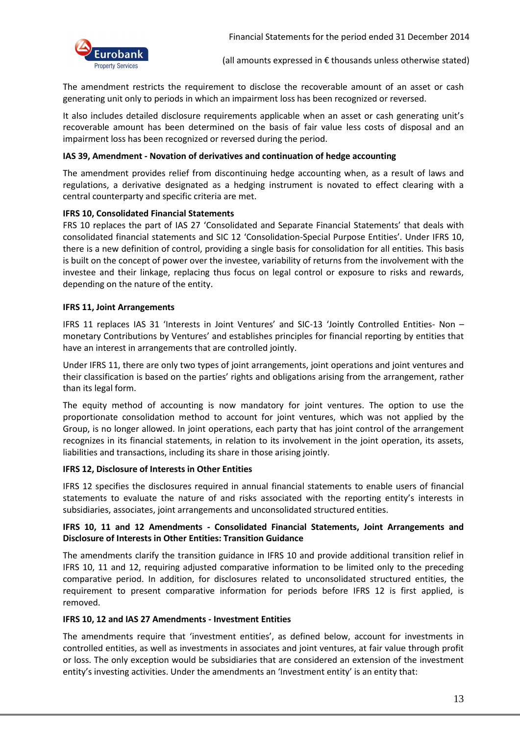The amendment restricts the requirement to disclose the recoverable amount of an asset or cash generating unit only to periods in which an impairment loss has been recognized or reversed.

It also includes detailed disclosure requirements applicable when an asset or cash generating unit's recoverable amount has been determined on the basis of fair value less costs of disposal and an impairment loss has been recognized or reversed during the period.

**IAS 39, Amendment - Novation of derivatives and continuation of hedge accounting**

The amendment provides relief from discontinuing hedge accounting when, as a result of laws and regulations, a derivative designated as a hedging instrument is novated to effect clearing with a central counterparty and specific criteria are met.

**IFRS 10, Consolidated Financial Statements**

FRS 10 replaces the part of IAS 27 'Consolidated and Separate Financial Statements' that deals with consolidated financial statements and SIC 12 'Consolidation-Special Purpose Entities'. Under IFRS 10, there is a new definition of control, providing a single basis for consolidation for all entities. This basis is built on the concept of power over the investee, variability of returns from the involvement with the investee and their linkage, replacing thus focus on legal control or exposure to risks and rewards, depending on the nature of the entity.

**IFRS 11, Joint Arrangements**

IFRS 11 replaces IAS 31 'Interests in Joint Ventures' and SIC-13 'Jointly Controlled Entities- Non – monetary Contributions by Ventures' and establishes principles for financial reporting by entities that have an interest in arrangements that are controlled jointly.

Under IFRS 11, there are only two types of joint arrangements, joint operations and joint ventures and their classification is based on the parties' rights and obligations arising from the arrangement, rather than its legal form.

The equity method of accounting is now mandatory for joint ventures. The option to use the proportionate consolidation method to account for joint ventures, which was not applied by the Group, is no longer allowed. In joint operations, each party that has joint control of the arrangement recognizes in its financial statements, in relation to its involvement in the joint operation, its assets, liabilities and transactions, including its share in those arising jointly.

**IFRS 12, Disclosure of Interests in Other Entities**

IFRS 12 specifies the disclosures required in annual financial statements to enable users of financial statements to evaluate the nature of and risks associated with the reporting entity's interests in subsidiaries, associates, joint arrangements and unconsolidated structured entities.

**IFRS 10, 11 and 12 Amendments - Consolidated Financial Statements, Joint Arrangements and Disclosure of Interests in Other Entities: Transition Guidance**

The amendments clarify the transition guidance in IFRS 10 and provide additional transition relief in IFRS 10, 11 and 12, requiring adjusted comparative information to be limited only to the preceding comparative period. In addition, for disclosures related to unconsolidated structured entities, the requirement to present comparative information for periods before IFRS 12 is first applied, is removed.

**IFRS 10, 12 and IAS 27 Amendments - Investment Entities**

The amendments require that 'investment entities', as defined below, account for investments in controlled entities, as well as investments in associates and joint ventures, at fair value through profit or loss. The only exception would be subsidiaries that are considered an extension of the investment entity's investing activities. Under the amendments an 'Investment entity' is an entity that: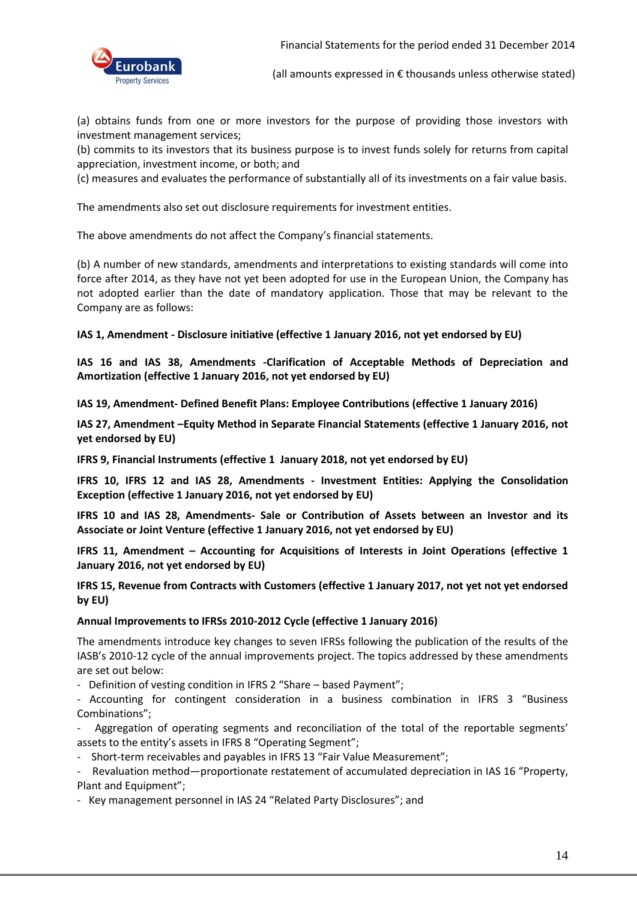(a) obtains funds from one or more investors for the purpose of providing those investors with investment management services;
(b) commits to its investors that its business purpose is to invest funds solely for returns from capital appreciation, investment income, or both; and
(c) measures and evaluates the performance of substantially all of its investments on a fair value basis.

The amendments also set out disclosure requirements for investment entities.

The above amendments do not affect the Company's financial statements.

(b) A number of new standards, amendments and interpretations to existing standards will come into force after 2014, as they have not yet been adopted for use in the European Union, the Company has not adopted earlier than the date of mandatory application. Those that may be relevant to the Company are as follows:

**IAS 1, Amendment - Disclosure initiative (effective 1 January 2016, not yet endorsed by EU)**

**IAS 16 and IAS 38, Amendments -Clarification of Acceptable Methods of Depreciation and Amortization (effective 1 January 2016, not yet endorsed by EU)**

**IAS 19, Amendment- Defined Benefit Plans: Employee Contributions (effective 1 January 2016)**

**IAS 27, Amendment –Equity Method in Separate Financial Statements (effective 1 January 2016, not yet endorsed by EU)**

**IFRS 9, Financial Instruments (effective 1 January 2018, not yet endorsed by EU)**

**IFRS 10, IFRS 12 and IAS 28, Amendments - Investment Entities: Applying the Consolidation Exception (effective 1 January 2016, not yet endorsed by EU)**

**IFRS 10 and IAS 28, Amendments- Sale or Contribution of Assets between an Investor and its Associate or Joint Venture (effective 1 January 2016, not yet endorsed by EU)**

**IFRS 11, Amendment – Accounting for Acquisitions of Interests in Joint Operations (effective 1 January 2016, not yet endorsed by EU)**

**IFRS 15, Revenue from Contracts with Customers (effective 1 January 2017, not yet not yet endorsed by EU)**

**Annual Improvements to IFRSs 2010-2012 Cycle (effective 1 January 2016)**

The amendments introduce key changes to seven IFRSs following the publication of the results of the IASB's 2010-12 cycle of the annual improvements project. The topics addressed by these amendments are set out below:

- Definition of vesting condition in IFRS 2 "Share – based Payment";
- Accounting for contingent consideration in a business combination in IFRS 3 "Business Combinations";
- Aggregation of operating segments and reconciliation of the total of the reportable segments' assets to the entity's assets in IFRS 8 "Operating Segment";
- Short-term receivables and payables in IFRS 13 "Fair Value Measurement";
- Revaluation method—proportionate restatement of accumulated depreciation in IAS 16 "Property, Plant and Equipment";
- Key management personnel in IAS 24 "Related Party Disclosures"; and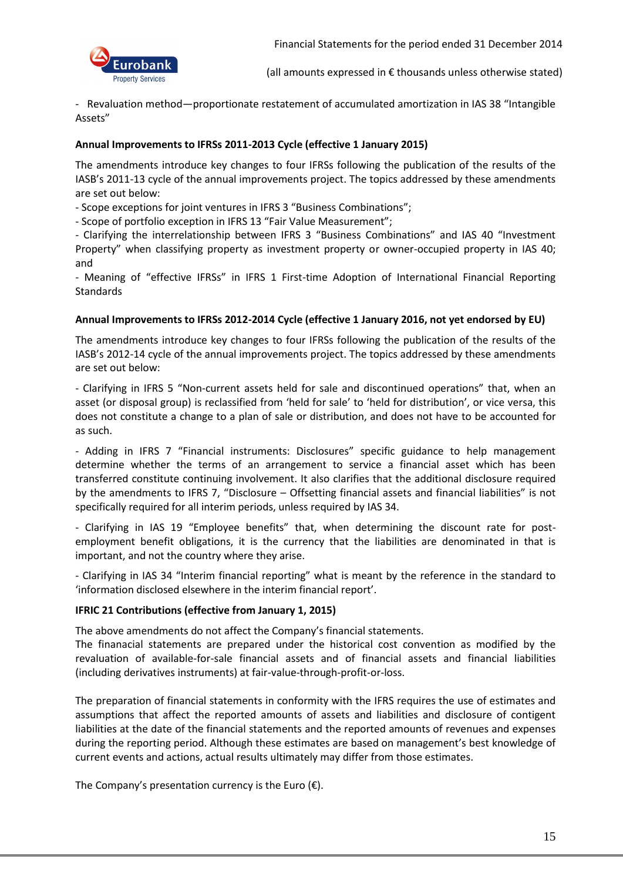- Revaluation method—proportionate restatement of accumulated amortization in IAS 38 "Intangible Assets"

**Annual Improvements to IFRSs 2011-2013 Cycle (effective 1 January 2015)**

The amendments introduce key changes to four IFRSs following the publication of the results of the IASB's 2011-13 cycle of the annual improvements project. The topics addressed by these amendments are set out below:

- Scope exceptions for joint ventures in IFRS 3 "Business Combinations";
- Scope of portfolio exception in IFRS 13 "Fair Value Measurement";
- Clarifying the interrelationship between IFRS 3 "Business Combinations" and IAS 40 "Investment Property" when classifying property as investment property or owner-occupied property in IAS 40; and
- Meaning of "effective IFRSs" in IFRS 1 First-time Adoption of International Financial Reporting Standards

**Annual Improvements to IFRSs 2012-2014 Cycle (effective 1 January 2016, not yet endorsed by EU)**

The amendments introduce key changes to four IFRSs following the publication of the results of the IASB's 2012-14 cycle of the annual improvements project. The topics addressed by these amendments are set out below:

- Clarifying in IFRS 5 "Non-current assets held for sale and discontinued operations" that, when an asset (or disposal group) is reclassified from 'held for sale' to 'held for distribution', or vice versa, this does not constitute a change to a plan of sale or distribution, and does not have to be accounted for as such.

- Adding in IFRS 7 "Financial instruments: Disclosures" specific guidance to help management determine whether the terms of an arrangement to service a financial asset which has been transferred constitute continuing involvement. It also clarifies that the additional disclosure required by the amendments to IFRS 7, "Disclosure – Offsetting financial assets and financial liabilities" is not specifically required for all interim periods, unless required by IAS 34.

- Clarifying in IAS 19 "Employee benefits" that, when determining the discount rate for post-employment benefit obligations, it is the currency that the liabilities are denominated in that is important, and not the country where they arise.

- Clarifying in IAS 34 "Interim financial reporting" what is meant by the reference in the standard to 'information disclosed elsewhere in the interim financial report'.

**IFRIC 21 Contributions (effective from January 1, 2015)**

The above amendments do not affect the Company's financial statements.
The finanacial statements are prepared under the historical cost convention as modified by the revaluation of available-for-sale financial assets and of financial assets and financial liabilities (including derivatives instruments) at fair-value-through-profit-or-loss.

The preparation of financial statements in conformity with the IFRS requires the use of estimates and assumptions that affect the reported amounts of assets and liabilities and disclosure of contigent liabilities at the date of the financial statements and the reported amounts of revenues and expenses during the reporting period. Although these estimates are based on management's best knowledge of current events and actions, actual results ultimately may differ from those estimates.

The Company's presentation currency is the Euro (€).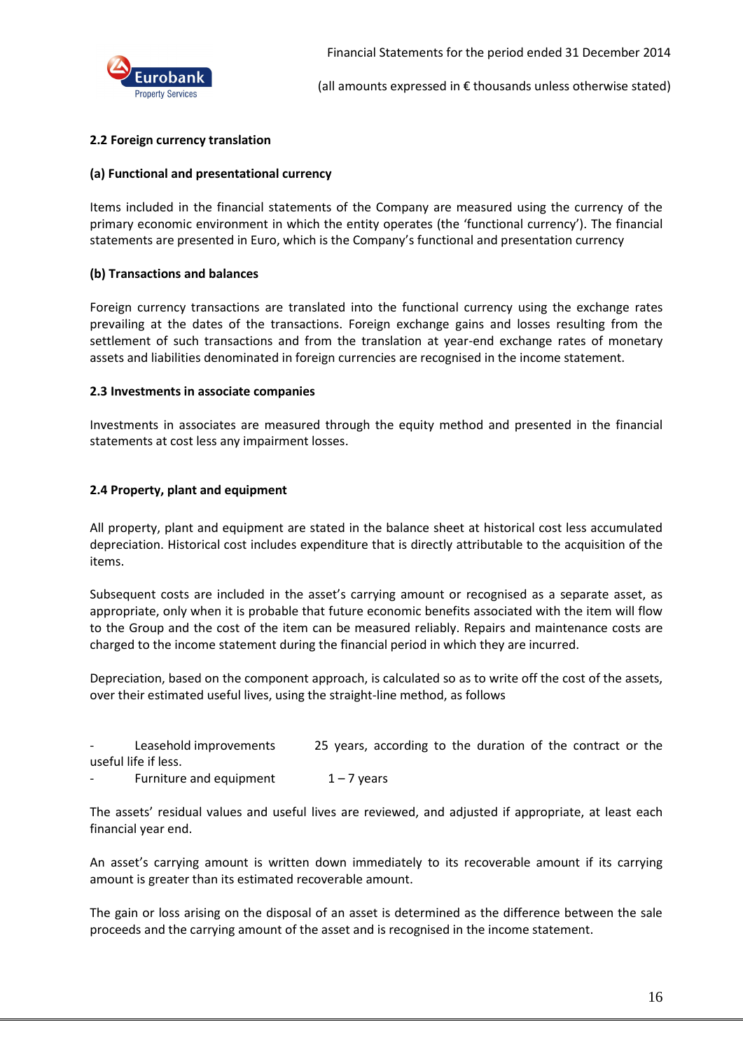### 2.2 Foreign currency translation

#### (a) Functional and presentational currency

Items included in the financial statements of the Company are measured using the currency of the primary economic environment in which the entity operates (the 'functional currency'). The financial statements are presented in Euro, which is the Company's functional and presentation currency

#### (b) Transactions and balances

Foreign currency transactions are translated into the functional currency using the exchange rates prevailing at the dates of the transactions. Foreign exchange gains and losses resulting from the settlement of such transactions and from the translation at year-end exchange rates of monetary assets and liabilities denominated in foreign currencies are recognised in the income statement.

### 2.3 Investments in associate companies

Investments in associates are measured through the equity method and presented in the financial statements at cost less any impairment losses.

### 2.4 Property, plant and equipment

All property, plant and equipment are stated in the balance sheet at historical cost less accumulated depreciation. Historical cost includes expenditure that is directly attributable to the acquisition of the items.

Subsequent costs are included in the asset's carrying amount or recognised as a separate asset, as appropriate, only when it is probable that future economic benefits associated with the item will flow to the Group and the cost of the item can be measured reliably. Repairs and maintenance costs are charged to the income statement during the financial period in which they are incurred.

Depreciation, based on the component approach, is calculated so as to write off the cost of the assets, over their estimated useful lives, using the straight-line method, as follows

- Leasehold improvements 25 years, according to the duration of the contract or the useful life if less.
- Furniture and equipment 1 – 7 years

The assets' residual values and useful lives are reviewed, and adjusted if appropriate, at least each financial year end.

An asset's carrying amount is written down immediately to its recoverable amount if its carrying amount is greater than its estimated recoverable amount.

The gain or loss arising on the disposal of an asset is determined as the difference between the sale proceeds and the carrying amount of the asset and is recognised in the income statement.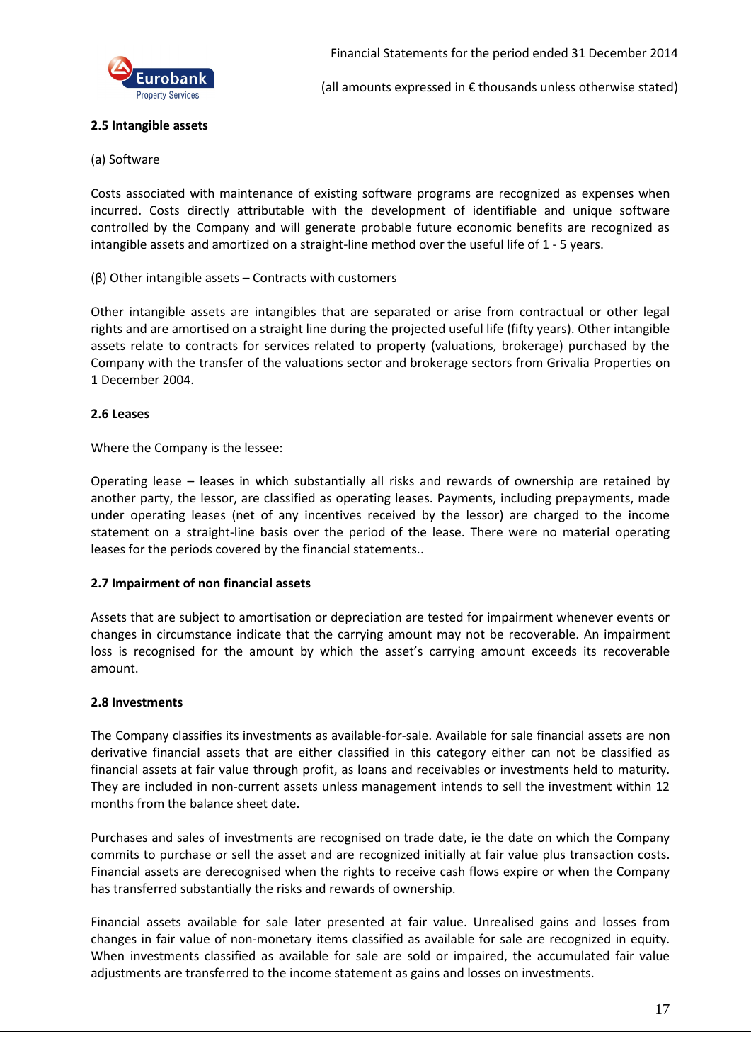### 2.5 Intangible assets

(a) Software

Costs associated with maintenance of existing software programs are recognized as expenses when incurred. Costs directly attributable with the development of identifiable and unique software controlled by the Company and will generate probable future economic benefits are recognized as intangible assets and amortized on a straight-line method over the useful life of 1 - 5 years.

(β) Other intangible assets – Contracts with customers

Other intangible assets are intangibles that are separated or arise from contractual or other legal rights and are amortised on a straight line during the projected useful life (fifty years). Other intangible assets relate to contracts for services related to property (valuations, brokerage) purchased by the Company with the transfer of the valuations sector and brokerage sectors from Grivalia Properties on 1 December 2004.

### 2.6 Leases

Where the Company is the lessee:

Operating lease – leases in which substantially all risks and rewards of ownership are retained by another party, the lessor, are classified as operating leases. Payments, including prepayments, made under operating leases (net of any incentives received by the lessor) are charged to the income statement on a straight-line basis over the period of the lease. There were no material operating leases for the periods covered by the financial statements..

### 2.7 Impairment of non financial assets

Assets that are subject to amortisation or depreciation are tested for impairment whenever events or changes in circumstance indicate that the carrying amount may not be recoverable. An impairment loss is recognised for the amount by which the asset's carrying amount exceeds its recoverable amount.

### 2.8 Investments

The Company classifies its investments as available-for-sale. Available for sale financial assets are non derivative financial assets that are either classified in this category either can not be classified as financial assets at fair value through profit, as loans and receivables or investments held to maturity. They are included in non-current assets unless management intends to sell the investment within 12 months from the balance sheet date.

Purchases and sales of investments are recognised on trade date, ie the date on which the Company commits to purchase or sell the asset and are recognized initially at fair value plus transaction costs. Financial assets are derecognised when the rights to receive cash flows expire or when the Company has transferred substantially the risks and rewards of ownership.

Financial assets available for sale later presented at fair value. Unrealised gains and losses from changes in fair value of non-monetary items classified as available for sale are recognized in equity. When investments classified as available for sale are sold or impaired, the accumulated fair value adjustments are transferred to the income statement as gains and losses on investments.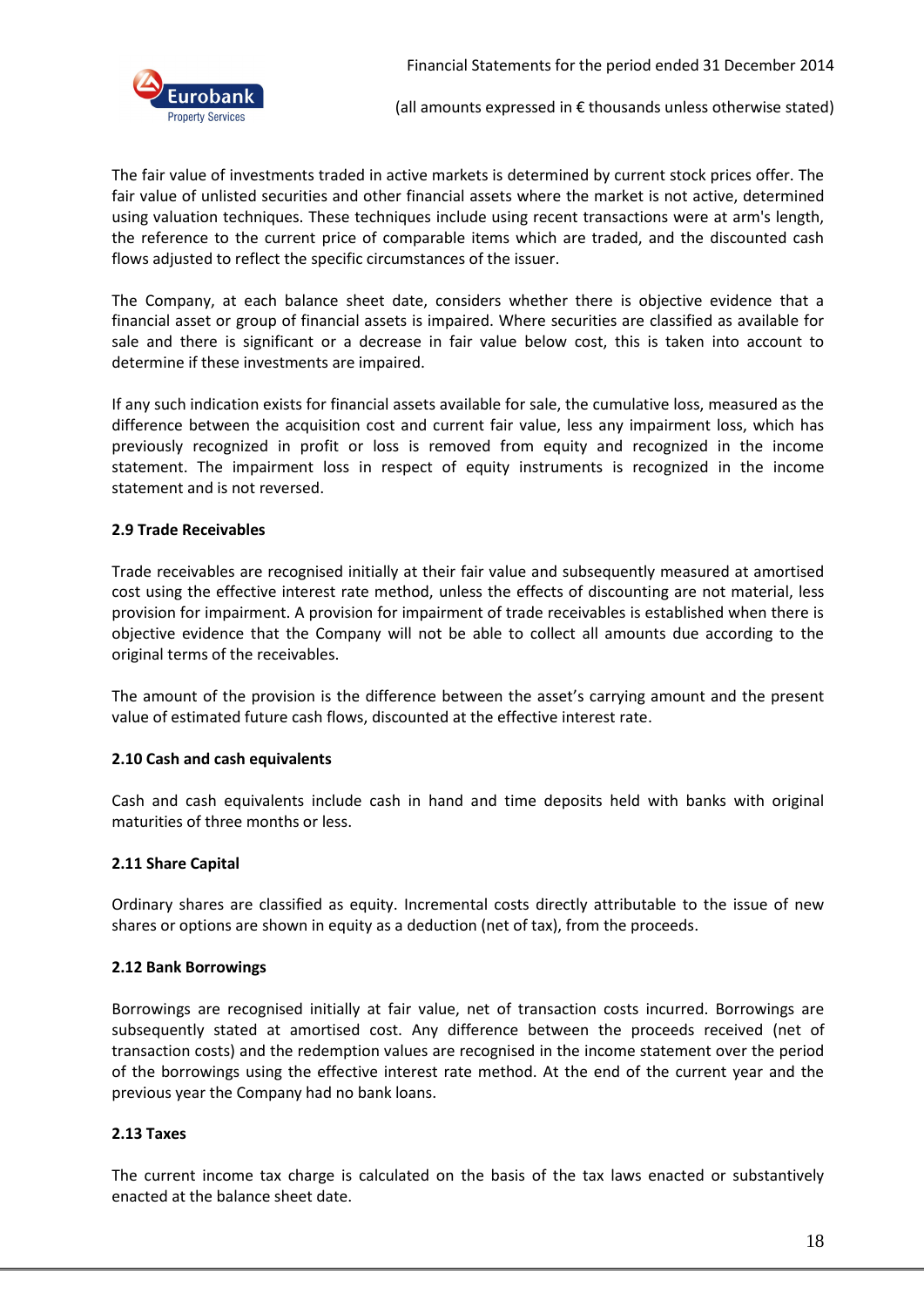The fair value of investments traded in active markets is determined by current stock prices offer. The fair value of unlisted securities and other financial assets where the market is not active, determined using valuation techniques. These techniques include using recent transactions were at arm's length, the reference to the current price of comparable items which are traded, and the discounted cash flows adjusted to reflect the specific circumstances of the issuer.

The Company, at each balance sheet date, considers whether there is objective evidence that a financial asset or group of financial assets is impaired. Where securities are classified as available for sale and there is significant or a decrease in fair value below cost, this is taken into account to determine if these investments are impaired.

If any such indication exists for financial assets available for sale, the cumulative loss, measured as the difference between the acquisition cost and current fair value, less any impairment loss, which has previously recognized in profit or loss is removed from equity and recognized in the income statement. The impairment loss in respect of equity instruments is recognized in the income statement and is not reversed.

### 2.9 Trade Receivables

Trade receivables are recognised initially at their fair value and subsequently measured at amortised cost using the effective interest rate method, unless the effects of discounting are not material, less provision for impairment. A provision for impairment of trade receivables is established when there is objective evidence that the Company will not be able to collect all amounts due according to the original terms of the receivables.

The amount of the provision is the difference between the asset's carrying amount and the present value of estimated future cash flows, discounted at the effective interest rate.

### 2.10 Cash and cash equivalents

Cash and cash equivalents include cash in hand and time deposits held with banks with original maturities of three months or less.

### 2.11 Share Capital

Ordinary shares are classified as equity. Incremental costs directly attributable to the issue of new shares or options are shown in equity as a deduction (net of tax), from the proceeds.

### 2.12 Bank Borrowings

Borrowings are recognised initially at fair value, net of transaction costs incurred. Borrowings are subsequently stated at amortised cost. Any difference between the proceeds received (net of transaction costs) and the redemption values are recognised in the income statement over the period of the borrowings using the effective interest rate method. At the end of the current year and the previous year the Company had no bank loans.

### 2.13 Taxes

The current income tax charge is calculated on the basis of the tax laws enacted or substantively enacted at the balance sheet date.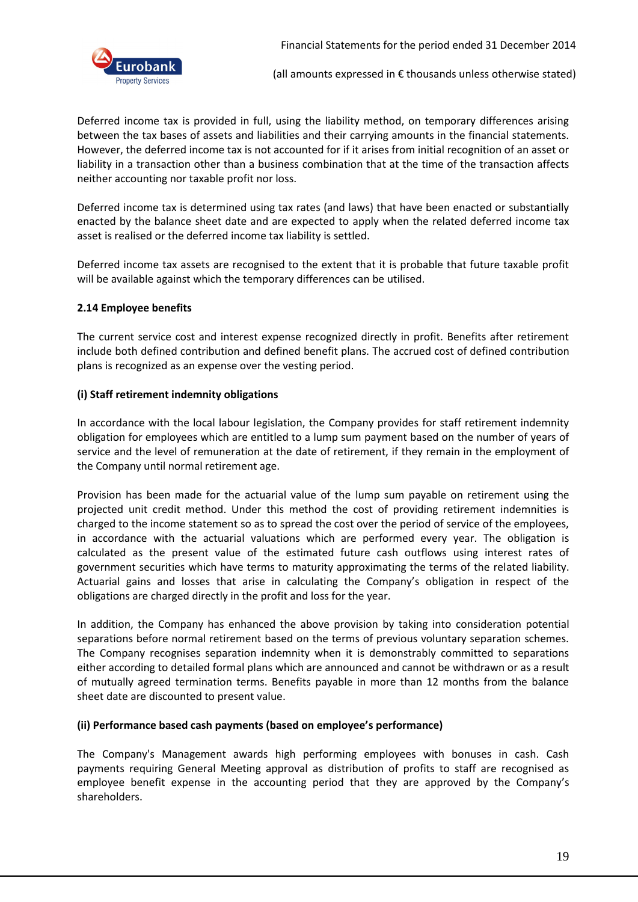Deferred income tax is provided in full, using the liability method, on temporary differences arising between the tax bases of assets and liabilities and their carrying amounts in the financial statements. However, the deferred income tax is not accounted for if it arises from initial recognition of an asset or liability in a transaction other than a business combination that at the time of the transaction affects neither accounting nor taxable profit nor loss.

Deferred income tax is determined using tax rates (and laws) that have been enacted or substantially enacted by the balance sheet date and are expected to apply when the related deferred income tax asset is realised or the deferred income tax liability is settled.

Deferred income tax assets are recognised to the extent that it is probable that future taxable profit will be available against which the temporary differences can be utilised.

### 2.14 Employee benefits

The current service cost and interest expense recognized directly in profit. Benefits after retirement include both defined contribution and defined benefit plans. The accrued cost of defined contribution plans is recognized as an expense over the vesting period.

#### (i) Staff retirement indemnity obligations

In accordance with the local labour legislation, the Company provides for staff retirement indemnity obligation for employees which are entitled to a lump sum payment based on the number of years of service and the level of remuneration at the date of retirement, if they remain in the employment of the Company until normal retirement age.

Provision has been made for the actuarial value of the lump sum payable on retirement using the projected unit credit method. Under this method the cost of providing retirement indemnities is charged to the income statement so as to spread the cost over the period of service of the employees, in accordance with the actuarial valuations which are performed every year. The obligation is calculated as the present value of the estimated future cash outflows using interest rates of government securities which have terms to maturity approximating the terms of the related liability. Actuarial gains and losses that arise in calculating the Company's obligation in respect of the obligations are charged directly in the profit and loss for the year.

In addition, the Company has enhanced the above provision by taking into consideration potential separations before normal retirement based on the terms of previous voluntary separation schemes. The Company recognises separation indemnity when it is demonstrably committed to separations either according to detailed formal plans which are announced and cannot be withdrawn or as a result of mutually agreed termination terms. Benefits payable in more than 12 months from the balance sheet date are discounted to present value.

#### (ii) Performance based cash payments (based on employee's performance)

The Company's Management awards high performing employees with bonuses in cash. Cash payments requiring General Meeting approval as distribution of profits to staff are recognised as employee benefit expense in the accounting period that they are approved by the Company's shareholders.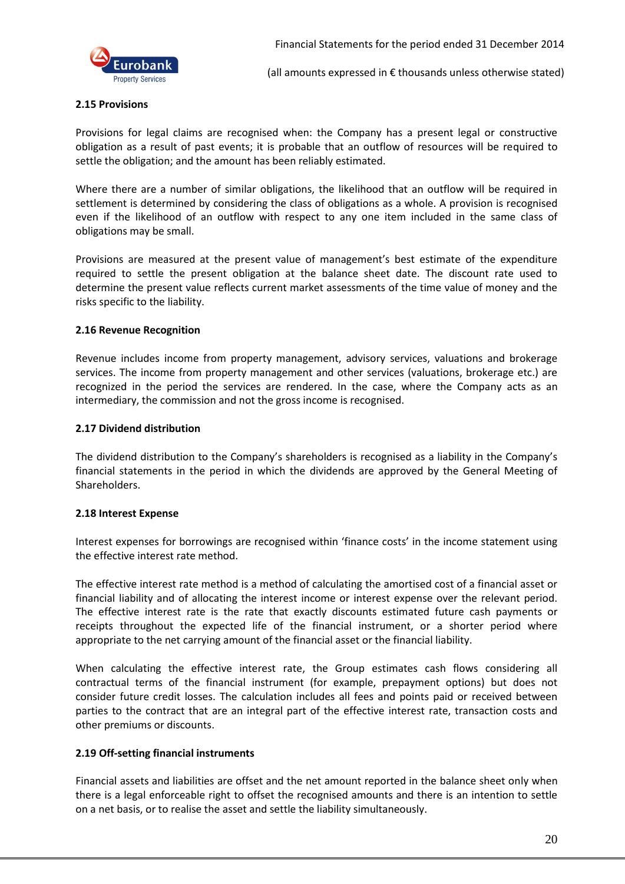### 2.15 Provisions

Provisions for legal claims are recognised when: the Company has a present legal or constructive obligation as a result of past events; it is probable that an outflow of resources will be required to settle the obligation; and the amount has been reliably estimated.

Where there are a number of similar obligations, the likelihood that an outflow will be required in settlement is determined by considering the class of obligations as a whole. A provision is recognised even if the likelihood of an outflow with respect to any one item included in the same class of obligations may be small.

Provisions are measured at the present value of management's best estimate of the expenditure required to settle the present obligation at the balance sheet date. The discount rate used to determine the present value reflects current market assessments of the time value of money and the risks specific to the liability.

### 2.16 Revenue Recognition

Revenue includes income from property management, advisory services, valuations and brokerage services. The income from property management and other services (valuations, brokerage etc.) are recognized in the period the services are rendered. In the case, where the Company acts as an intermediary, the commission and not the gross income is recognised.

### 2.17 Dividend distribution

The dividend distribution to the Company's shareholders is recognised as a liability in the Company's financial statements in the period in which the dividends are approved by the General Meeting of Shareholders.

### 2.18 Interest Expense

Interest expenses for borrowings are recognised within 'finance costs' in the income statement using the effective interest rate method.

The effective interest rate method is a method of calculating the amortised cost of a financial asset or financial liability and of allocating the interest income or interest expense over the relevant period. The effective interest rate is the rate that exactly discounts estimated future cash payments or receipts throughout the expected life of the financial instrument, or a shorter period where appropriate to the net carrying amount of the financial asset or the financial liability.

When calculating the effective interest rate, the Group estimates cash flows considering all contractual terms of the financial instrument (for example, prepayment options) but does not consider future credit losses. The calculation includes all fees and points paid or received between parties to the contract that are an integral part of the effective interest rate, transaction costs and other premiums or discounts.

### 2.19 Off-setting financial instruments

Financial assets and liabilities are offset and the net amount reported in the balance sheet only when there is a legal enforceable right to offset the recognised amounts and there is an intention to settle on a net basis, or to realise the asset and settle the liability simultaneously.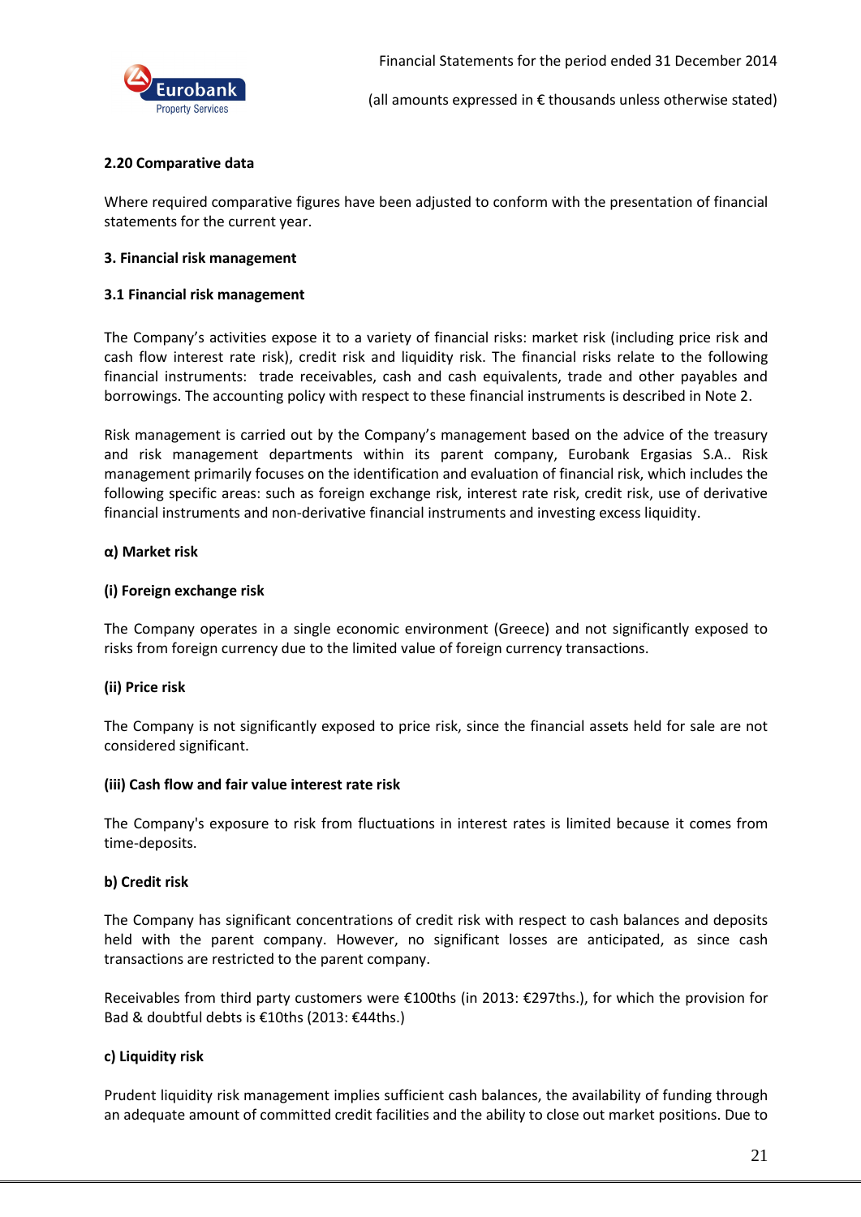### 2.20 Comparative data

Where required comparative figures have been adjusted to conform with the presentation of financial statements for the current year.

## 3. Financial risk management

### 3.1 Financial risk management

The Company's activities expose it to a variety of financial risks: market risk (including price risk and cash flow interest rate risk), credit risk and liquidity risk. The financial risks relate to the following financial instruments: trade receivables, cash and cash equivalents, trade and other payables and borrowings. The accounting policy with respect to these financial instruments is described in Note 2.

Risk management is carried out by the Company's management based on the advice of the treasury and risk management departments within its parent company, Eurobank Ergasias S.A.. Risk management primarily focuses on the identification and evaluation of financial risk, which includes the following specific areas: such as foreign exchange risk, interest rate risk, credit risk, use of derivative financial instruments and non-derivative financial instruments and investing excess liquidity.

**α) Market risk**

**(i) Foreign exchange risk**

The Company operates in a single economic environment (Greece) and not significantly exposed to risks from foreign currency due to the limited value of foreign currency transactions.

**(ii) Price risk**

The Company is not significantly exposed to price risk, since the financial assets held for sale are not considered significant.

**(iii) Cash flow and fair value interest rate risk**

The Company's exposure to risk from fluctuations in interest rates is limited because it comes from time-deposits.

**b) Credit risk**

The Company has significant concentrations of credit risk with respect to cash balances and deposits held with the parent company. However, no significant losses are anticipated, as since cash transactions are restricted to the parent company.

Receivables from third party customers were €100ths (in 2013: €297ths.), for which the provision for Bad & doubtful debts is €10ths (2013: €44ths.)

**c) Liquidity risk**

Prudent liquidity risk management implies sufficient cash balances, the availability of funding through an adequate amount of committed credit facilities and the ability to close out market positions. Due to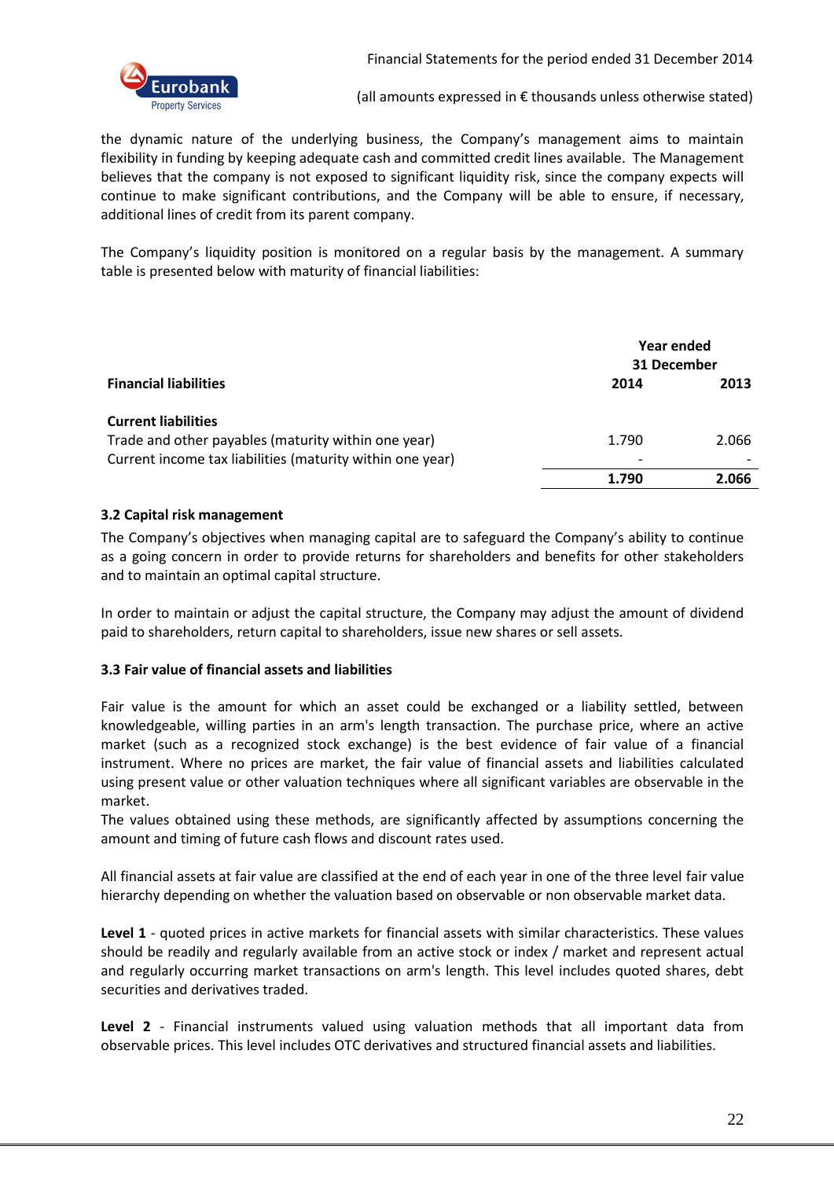the dynamic nature of the underlying business, the Company's management aims to maintain flexibility in funding by keeping adequate cash and committed credit lines available. The Management believes that the company is not exposed to significant liquidity risk, since the company expects will continue to make significant contributions, and the Company will be able to ensure, if necessary, additional lines of credit from its parent company.

The Company's liquidity position is monitored on a regular basis by the management. A summary table is presented below with maturity of financial liabilities:

| | Year ended 31 December | |
|---|---|---|
| **Financial liabilities** | **2014** | **2013** |
| **Current liabilities** | | |
| Trade and other payables (maturity within one year) | 1.790 | 2.066 |
| Current income tax liabilities (maturity within one year) | - | - |
| | **1.790** | **2.066** |

### 3.2 Capital risk management

The Company's objectives when managing capital are to safeguard the Company's ability to continue as a going concern in order to provide returns for shareholders and benefits for other stakeholders and to maintain an optimal capital structure.

In order to maintain or adjust the capital structure, the Company may adjust the amount of dividend paid to shareholders, return capital to shareholders, issue new shares or sell assets.

### 3.3 Fair value of financial assets and liabilities

Fair value is the amount for which an asset could be exchanged or a liability settled, between knowledgeable, willing parties in an arm's length transaction. The purchase price, where an active market (such as a recognized stock exchange) is the best evidence of fair value of a financial instrument. Where no prices are market, the fair value of financial assets and liabilities calculated using present value or other valuation techniques where all significant variables are observable in the market.
The values obtained using these methods, are significantly affected by assumptions concerning the amount and timing of future cash flows and discount rates used.

All financial assets at fair value are classified at the end of each year in one of the three level fair value hierarchy depending on whether the valuation based on observable or non observable market data.

**Level 1** - quoted prices in active markets for financial assets with similar characteristics. These values should be readily and regularly available from an active stock or index / market and represent actual and regularly occurring market transactions on arm's length. This level includes quoted shares, debt securities and derivatives traded.

**Level 2** - Financial instruments valued using valuation methods that all important data from observable prices. This level includes OTC derivatives and structured financial assets and liabilities.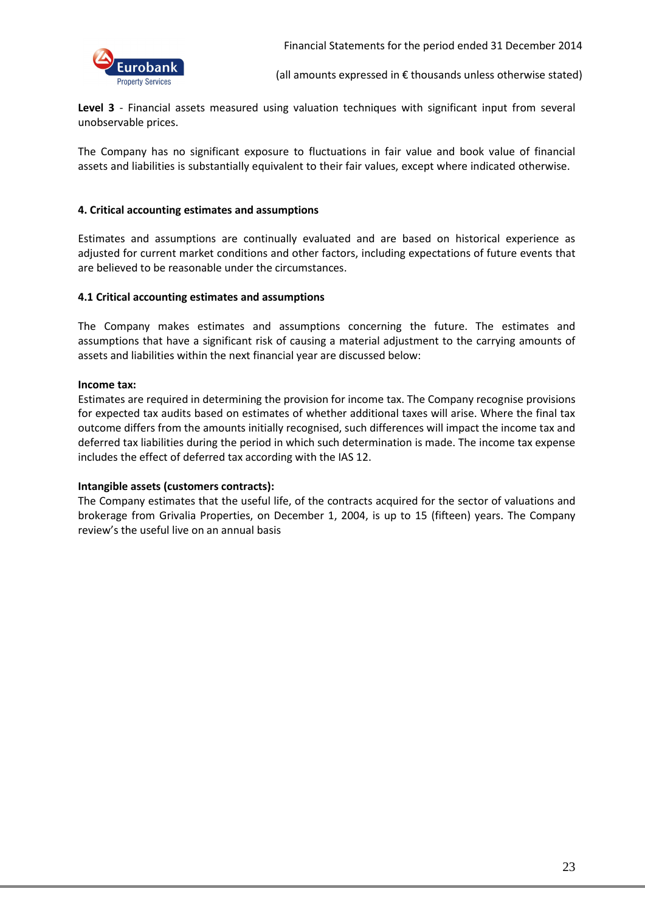**Level 3** - Financial assets measured using valuation techniques with significant input from several unobservable prices.

The Company has no significant exposure to fluctuations in fair value and book value of financial assets and liabilities is substantially equivalent to their fair values, except where indicated otherwise.

## 4. Critical accounting estimates and assumptions

Estimates and assumptions are continually evaluated and are based on historical experience as adjusted for current market conditions and other factors, including expectations of future events that are believed to be reasonable under the circumstances.

### 4.1 Critical accounting estimates and assumptions

The Company makes estimates and assumptions concerning the future. The estimates and assumptions that have a significant risk of causing a material adjustment to the carrying amounts of assets and liabilities within the next financial year are discussed below:

**Income tax:**
Estimates are required in determining the provision for income tax. The Company recognise provisions for expected tax audits based on estimates of whether additional taxes will arise. Where the final tax outcome differs from the amounts initially recognised, such differences will impact the income tax and deferred tax liabilities during the period in which such determination is made. The income tax expense includes the effect of deferred tax according with the IAS 12.

**Intangible assets (customers contracts):**
The Company estimates that the useful life, of the contracts acquired for the sector of valuations and brokerage from Grivalia Properties, on December 1, 2004, is up to 15 (fifteen) years. The Company review's the useful live on an annual basis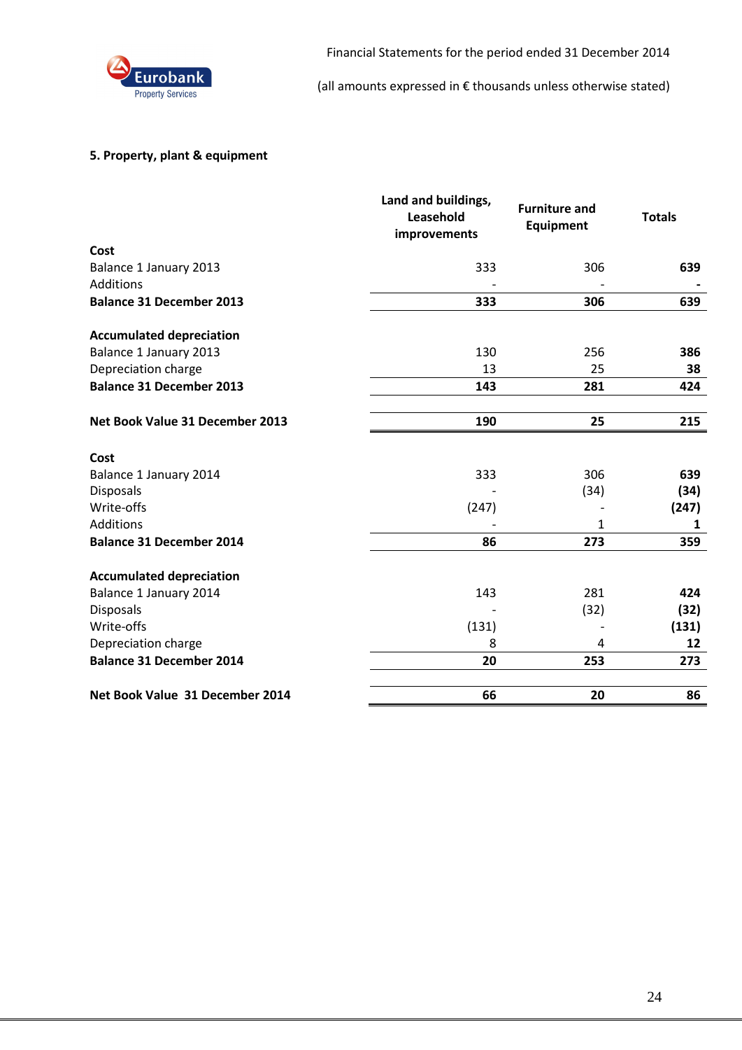## 5. Property, plant & equipment

| | Land and buildings, Leasehold improvements | Furniture and Equipment | Totals |
|---|---|---|---|
| **Cost** | | | |
| Balance 1 January 2013 | 333 | 306 | **639** |
| Additions | - | - | **-** |
| **Balance 31 December 2013** | **333** | **306** | **639** |
| | | | |
| **Accumulated depreciation** | | | |
| Balance 1 January 2013 | 130 | 256 | **386** |
| Depreciation charge | 13 | 25 | **38** |
| **Balance 31 December 2013** | **143** | **281** | **424** |
| | | | |
| **Net Book Value 31 December 2013** | **190** | **25** | **215** |
| | | | |
| **Cost** | | | |
| Balance 1 January 2014 | 333 | 306 | **639** |
| Disposals | - | (34) | **(34)** |
| Write-offs | (247) | - | **(247)** |
| Additions | - | 1 | **1** |
| **Balance 31 December 2014** | **86** | **273** | **359** |
| | | | |
| **Accumulated depreciation** | | | |
| Balance 1 January 2014 | 143 | 281 | **424** |
| Disposals | - | (32) | **(32)** |
| Write-offs | (131) | - | **(131)** |
| Depreciation charge | 8 | 4 | **12** |
| **Balance 31 December 2014** | **20** | **253** | **273** |
| | | | |
| **Net Book Value 31 December 2014** | **66** | **20** | **86** |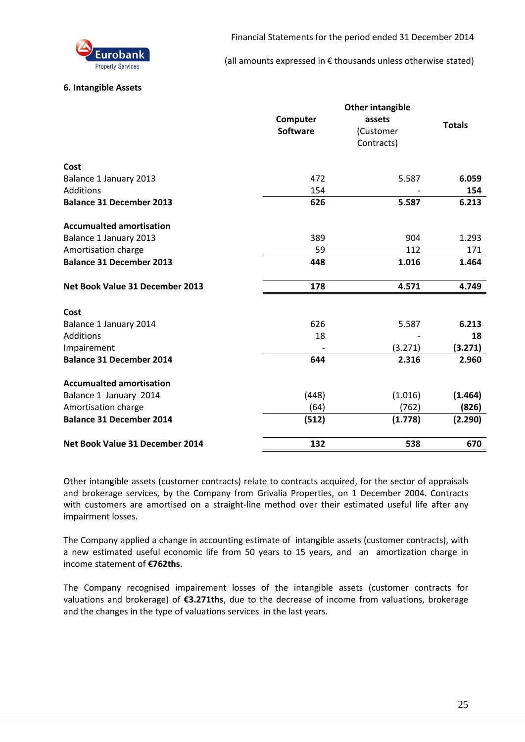## 6. Intangible Assets

| | Computer Software | Other intangible assets (Customer Contracts) | Totals |
|---|---|---|---|
| **Cost** | | | |
| Balance 1 January 2013 | 472 | 5.587 | **6.059** |
| Additions | 154 | - | **154** |
| **Balance 31 December 2013** | **626** | **5.587** | **6.213** |
| **Accumualted amortisation** | | | |
| Balance 1 January 2013 | 389 | 904 | 1.293 |
| Amortisation charge | 59 | 112 | 171 |
| **Balance 31 December 2013** | **448** | **1.016** | **1.464** |
| **Net Book Value 31 December 2013** | **178** | **4.571** | **4.749** |
| **Cost** | | | |
| Balance 1 January 2014 | 626 | 5.587 | **6.213** |
| Additions | 18 | - | **18** |
| Impairement | - | (3.271) | **(3.271)** |
| **Balance 31 December 2014** | **644** | **2.316** | **2.960** |
| **Accumualted amortisation** | | | |
| Balance 1 January 2014 | (448) | (1.016) | **(1.464)** |
| Amortisation charge | (64) | (762) | **(826)** |
| **Balance 31 December 2014** | **(512)** | **(1.778)** | **(2.290)** |
| **Net Book Value 31 December 2014** | **132** | **538** | **670** |

Other intangible assets (customer contracts) relate to contracts acquired, for the sector of appraisals and brokerage services, by the Company from Grivalia Properties, on 1 December 2004. Contracts with customers are amortised on a straight-line method over their estimated useful life after any impairment losses.

The Company applied a change in accounting estimate of intangible assets (customer contracts), with a new estimated useful economic life from 50 years to 15 years, and an amortization charge in income statement of **€762ths**.

The Company recognised impairement losses of the intangible assets (customer contracts for valuations and brokerage) of **€3.271ths**, due to the decrease of income from valuations, brokerage and the changes in the type of valuations services in the last years.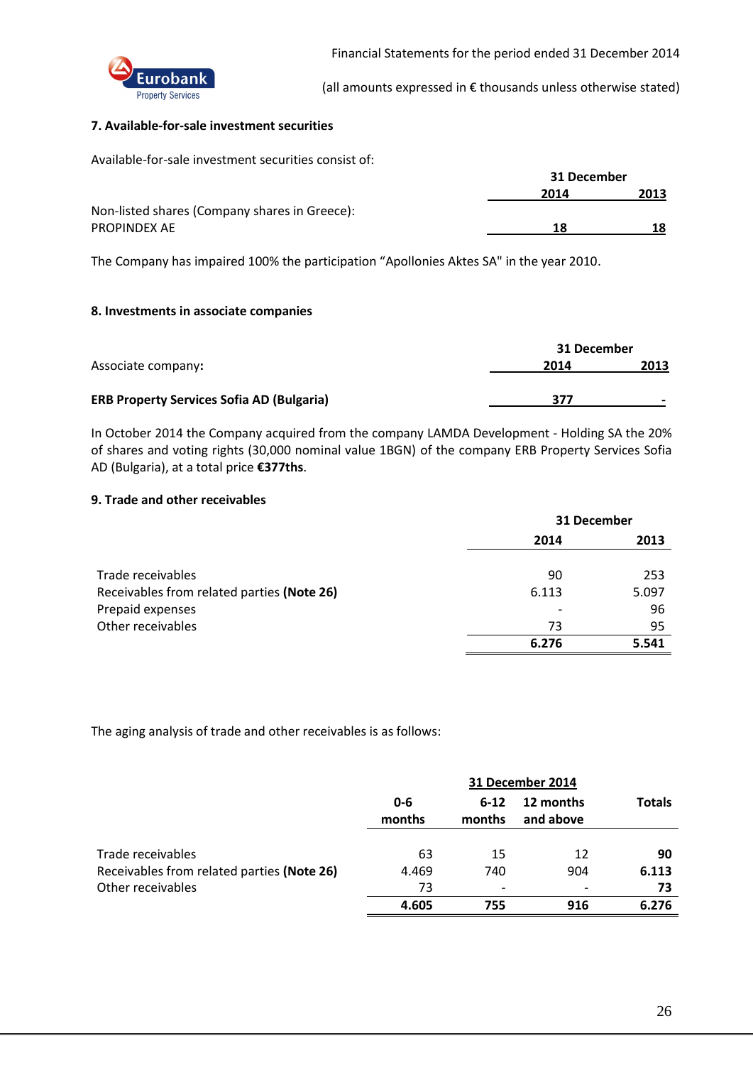## 7. Available-for-sale investment securities

Available-for-sale investment securities consist of:

| | 31 December | |
|---|---|---|
| | **2014** | **2013** |
| Non-listed shares (Company shares in Greece): | | |
| PROPINDEX AE | **18** | **18** |

The Company has impaired 100% the participation "Apollonies Aktes SA" in the year 2010.

## 8. Investments in associate companies

| Associate company**:** | 31 December | |
|---|---|---|
| | **2014** | **2013** |
| **ERB Property Services Sofia AD (Bulgaria)** | **377** | **-** |

In October 2014 the Company acquired from the company LAMDA Development - Holding SA the 20% of shares and voting rights (30,000 nominal value 1BGN) of the company ERB Property Services Sofia AD (Bulgaria), at a total price **€377ths**.

## 9. Trade and other receivables

| | 31 December | |
|---|---|---|
| | **2014** | **2013** |
| Trade receivables | 90 | 253 |
| Receivables from related parties **(Note 26)** | 6.113 | 5.097 |
| Prepaid expenses | - | 96 |
| Other receivables | 73 | 95 |
| | **6.276** | **5.541** |

The aging analysis of trade and other receivables is as follows:

| | 31 December 2014 | | | |
|---|---|---|---|---|
| | **0-6 months** | **6-12 months** | **12 months and above** | **Totals** |
| Trade receivables | 63 | 15 | 12 | **90** |
| Receivables from related parties **(Note 26)** | 4.469 | 740 | 904 | **6.113** |
| Other receivables | 73 | - | - | **73** |
| | **4.605** | **755** | **916** | **6.276** |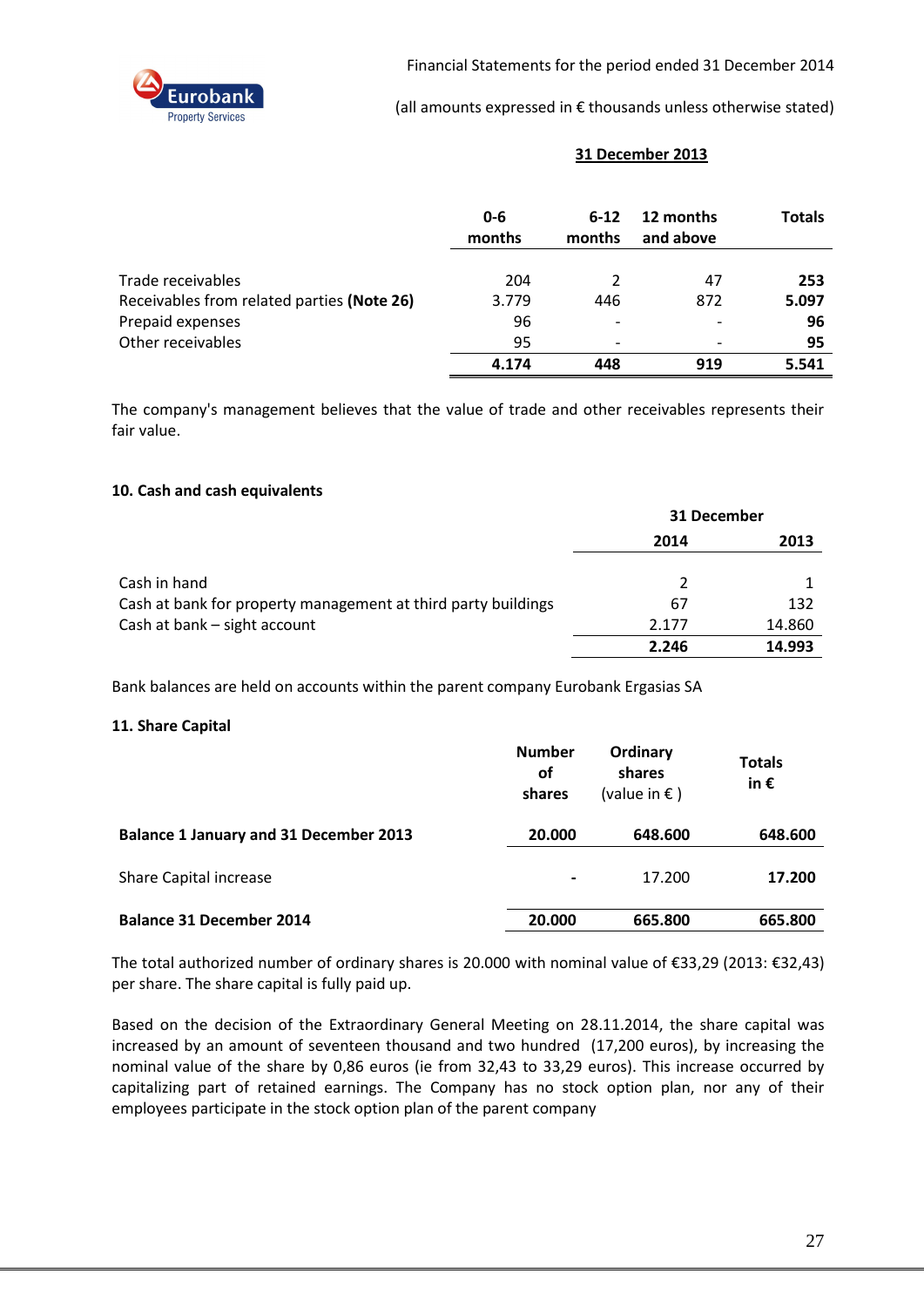**31 December 2013**

| | 0-6 months | 6-12 months | 12 months and above | Totals |
|---|---|---|---|---|
| Trade receivables | 204 | 2 | 47 | **253** |
| Receivables from related parties **(Note 26)** | 3.779 | 446 | 872 | **5.097** |
| Prepaid expenses | 96 | - | - | **96** |
| Other receivables | 95 | - | - | **95** |
| | **4.174** | **448** | **919** | **5.541** |

The company's management believes that the value of trade and other receivables represents their fair value.

### 10. Cash and cash equivalents

| | 31 December | |
|---|---|---|
| | **2014** | **2013** |
| Cash in hand | 2 | 1 |
| Cash at bank for property management at third party buildings | 67 | 132 |
| Cash at bank – sight account | 2.177 | 14.860 |
| | **2.246** | **14.993** |

Bank balances are held on accounts within the parent company Eurobank Ergasias SA

### 11. Share Capital

| | Number of shares | Ordinary shares (value in € ) | Totals in € |
|---|---|---|---|
| **Balance 1 January and 31 December 2013** | **20.000** | **648.600** | **648.600** |
| Share Capital increase | **-** | 17.200 | **17.200** |
| **Balance 31 December 2014** | **20.000** | **665.800** | **665.800** |

The total authorized number of ordinary shares is 20.000 with nominal value of €33,29 (2013: €32,43) per share. The share capital is fully paid up.

Based on the decision of the Extraordinary General Meeting on 28.11.2014, the share capital was increased by an amount of seventeen thousand and two hundred (17,200 euros), by increasing the nominal value of the share by 0,86 euros (ie from 32,43 to 33,29 euros). This increase occurred by capitalizing part of retained earnings. The Company has no stock option plan, nor any of their employees participate in the stock option plan of the parent company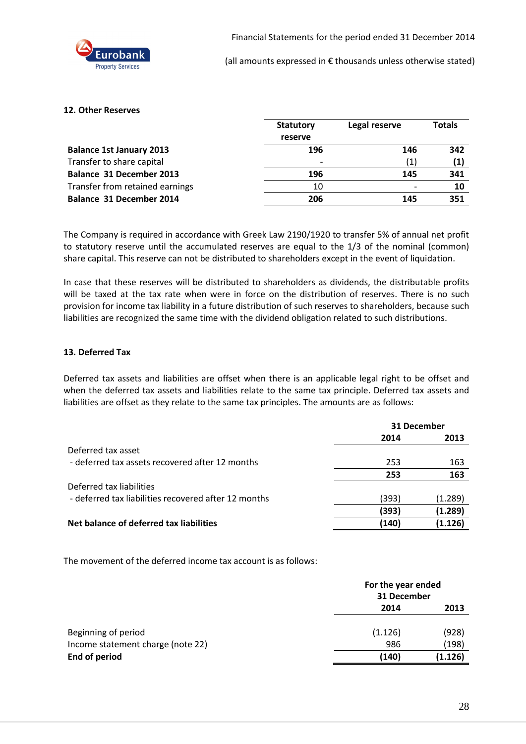## 12. Other Reserves

| | Statutory reserve | Legal reserve | Totals |
|---|---|---|---|
| **Balance 1st January 2013** | **196** | **146** | **342** |
| Transfer to share capital | - | (1) | **(1)** |
| **Balance 31 December 2013** | **196** | **145** | **341** |
| Transfer from retained earnings | 10 | - | **10** |
| **Balance 31 December 2014** | **206** | **145** | **351** |

The Company is required in accordance with Greek Law 2190/1920 to transfer 5% of annual net profit to statutory reserve until the accumulated reserves are equal to the 1/3 of the nominal (common) share capital. This reserve can not be distributed to shareholders except in the event of liquidation.

In case that these reserves will be distributed to shareholders as dividends, the distributable profits will be taxed at the tax rate when were in force on the distribution of reserves. There is no such provision for income tax liability in a future distribution of such reserves to shareholders, because such liabilities are recognized the same time with the dividend obligation related to such distributions.

## 13. Deferred Tax

Deferred tax assets and liabilities are offset when there is an applicable legal right to be offset and when the deferred tax assets and liabilities relate to the same tax principle. Deferred tax assets and liabilities are offset as they relate to the same tax principles. The amounts are as follows:

| | 31 December | |
|---|---|---|
| | **2014** | **2013** |
| Deferred tax asset | | |
| - deferred tax assets recovered after 12 months | 253 | 163 |
| | **253** | **163** |
| Deferred tax liabilities | | |
| - deferred tax liabilities recovered after 12 months | (393) | (1.289) |
| | **(393)** | **(1.289)** |
| **Net balance of deferred tax liabilities** | **(140)** | **(1.126)** |

The movement of the deferred income tax account is as follows:

| | For the year ended 31 December | |
|---|---|---|
| | **2014** | **2013** |
| Beginning of period | (1.126) | (928) |
| Income statement charge (note 22) | 986 | (198) |
| **End of period** | **(140)** | **(1.126)** |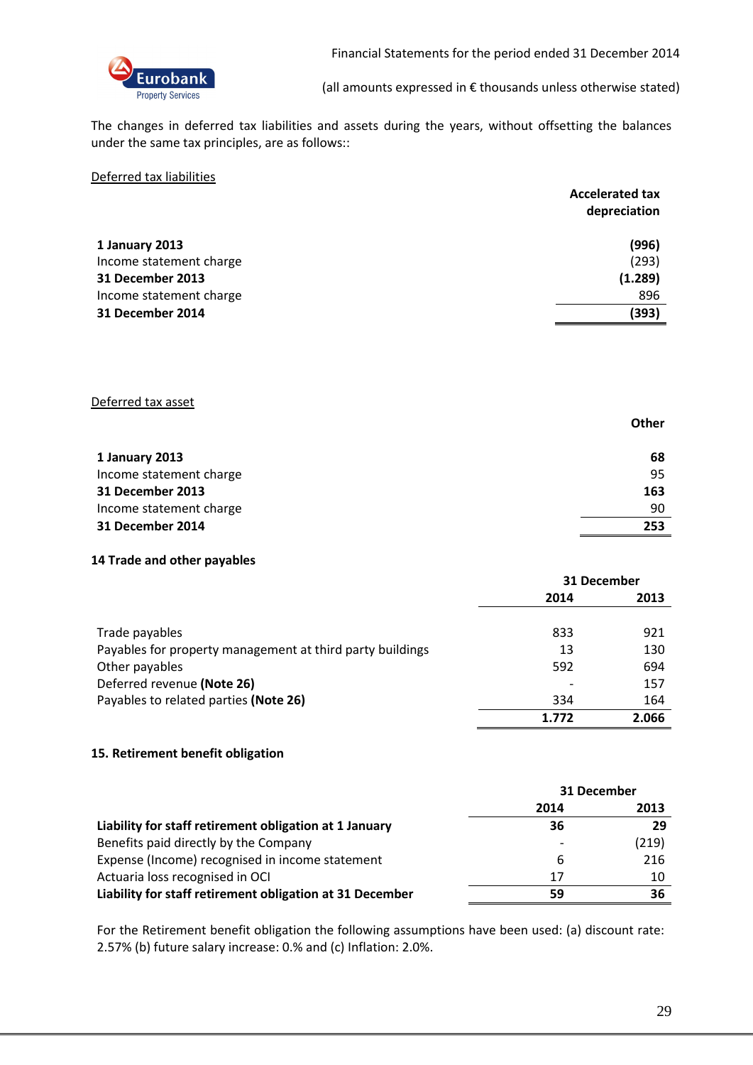The changes in deferred tax liabilities and assets during the years, without offsetting the balances under the same tax principles, are as follows::

Deferred tax liabilities

| | Accelerated tax depreciation |
|---|---|
| **1 January 2013** | **(996)** |
| Income statement charge | (293) |
| **31 December 2013** | **(1.289)** |
| Income statement charge | 896 |
| **31 December 2014** | **(393)** |

Deferred tax asset

| | Other |
|---|---|
| **1 January 2013** | **68** |
| Income statement charge | 95 |
| **31 December 2013** | **163** |
| Income statement charge | 90 |
| **31 December 2014** | **253** |

## 14 Trade and other payables

| | 31 December | |
|---|---|---|
| | **2014** | **2013** |
| Trade payables | 833 | 921 |
| Payables for property management at third party buildings | 13 | 130 |
| Other payables | 592 | 694 |
| Deferred revenue **(Note 26)** | - | 157 |
| Payables to related parties **(Note 26)** | 334 | 164 |
| | **1.772** | **2.066** |

## 15. Retirement benefit obligation

| | 31 December | |
|---|---|---|
| | **2014** | **2013** |
| **Liability for staff retirement obligation at 1 January** | **36** | **29** |
| Benefits paid directly by the Company | - | (219) |
| Expense (Income) recognised in income statement | 6 | 216 |
| Actuaria loss recognised in OCI | 17 | 10 |
| **Liability for staff retirement obligation at 31 December** | **59** | **36** |

For the Retirement benefit obligation the following assumptions have been used: (a) discount rate: 2.57% (b) future salary increase: 0.% and (c) Inflation: 2.0%.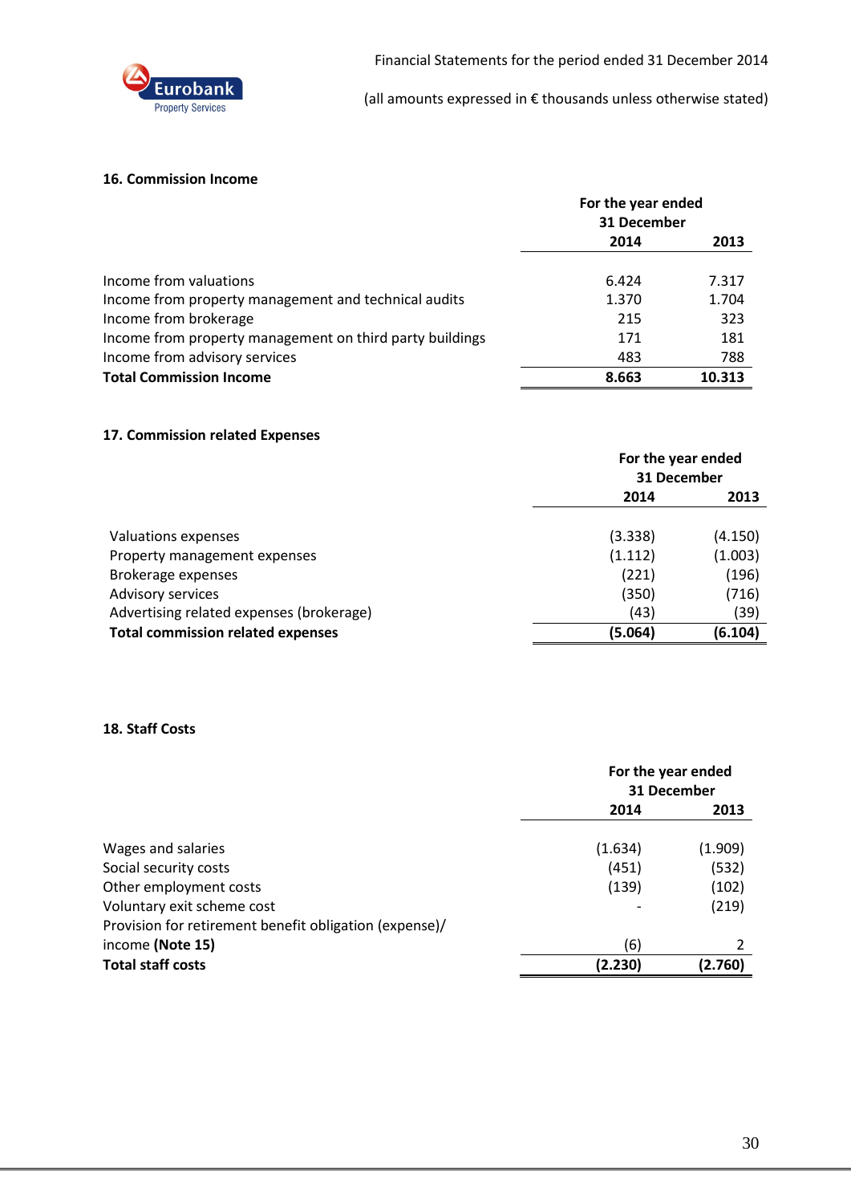## 16. Commission Income

| | For the year ended 31 December | |
|---|---|---|
| | 2014 | 2013 |
| Income from valuations | 6.424 | 7.317 |
| Income from property management and technical audits | 1.370 | 1.704 |
| Income from brokerage | 215 | 323 |
| Income from property management on third party buildings | 171 | 181 |
| Income from advisory services | 483 | 788 |
| **Total Commission Income** | **8.663** | **10.313** |

## 17. Commission related Expenses

| | For the year ended 31 December | |
|---|---|---|
| | 2014 | 2013 |
| Valuations expenses | (3.338) | (4.150) |
| Property management expenses | (1.112) | (1.003) |
| Brokerage expenses | (221) | (196) |
| Advisory services | (350) | (716) |
| Advertising related expenses (brokerage) | (43) | (39) |
| **Total commission related expenses** | **(5.064)** | **(6.104)** |

## 18. Staff Costs

| | For the year ended 31 December | |
|---|---|---|
| | 2014 | 2013 |
| Wages and salaries | (1.634) | (1.909) |
| Social security costs | (451) | (532) |
| Other employment costs | (139) | (102) |
| Voluntary exit scheme cost | - | (219) |
| Provision for retirement benefit obligation (expense)/ income **(Note 15)** | (6) | 2 |
| **Total staff costs** | **(2.230)** | **(2.760)** |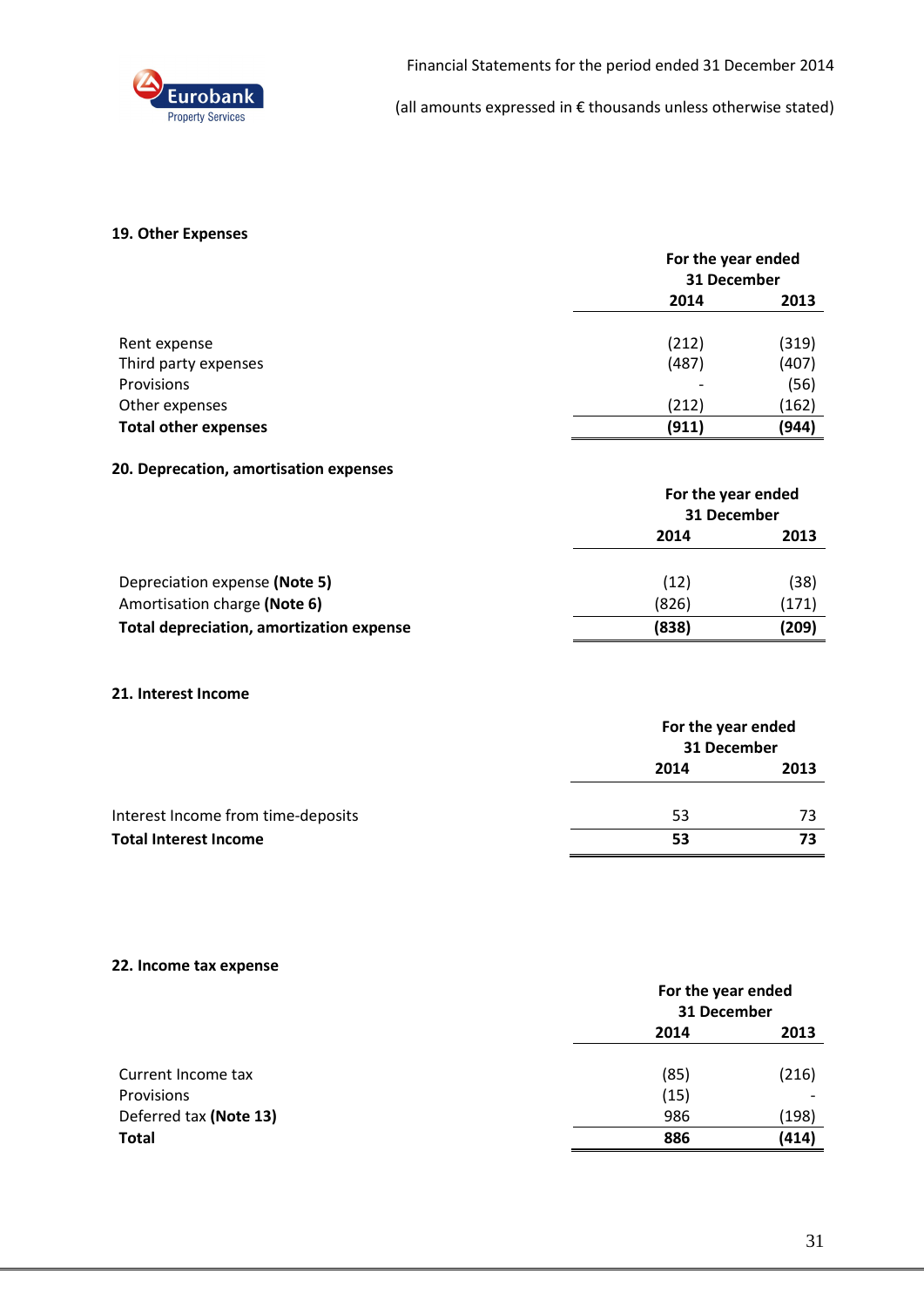## 19. Other Expenses

| | For the year ended 31 December | |
|---|---|---|
| | 2014 | 2013 |
| Rent expense | (212) | (319) |
| Third party expenses | (487) | (407) |
| Provisions | - | (56) |
| Other expenses | (212) | (162) |
| **Total other expenses** | **(911)** | **(944)** |

## 20. Deprecation, amortisation expenses

| | For the year ended 31 December | |
|---|---|---|
| | 2014 | 2013 |
| Depreciation expense **(Note 5)** | (12) | (38) |
| Amortisation charge **(Note 6)** | (826) | (171) |
| **Total depreciation, amortization expense** | **(838)** | **(209)** |

## 21. Interest Income

| | For the year ended 31 December | |
|---|---|---|
| | 2014 | 2013 |
| Interest Income from time-deposits | 53 | 73 |
| **Total Interest Income** | **53** | **73** |

## 22. Income tax expense

| | For the year ended 31 December | |
|---|---|---|
| | 2014 | 2013 |
| Current Income tax | (85) | (216) |
| Provisions | (15) | - |
| Deferred tax **(Note 13)** | 986 | (198) |
| **Total** | **886** | **(414)** |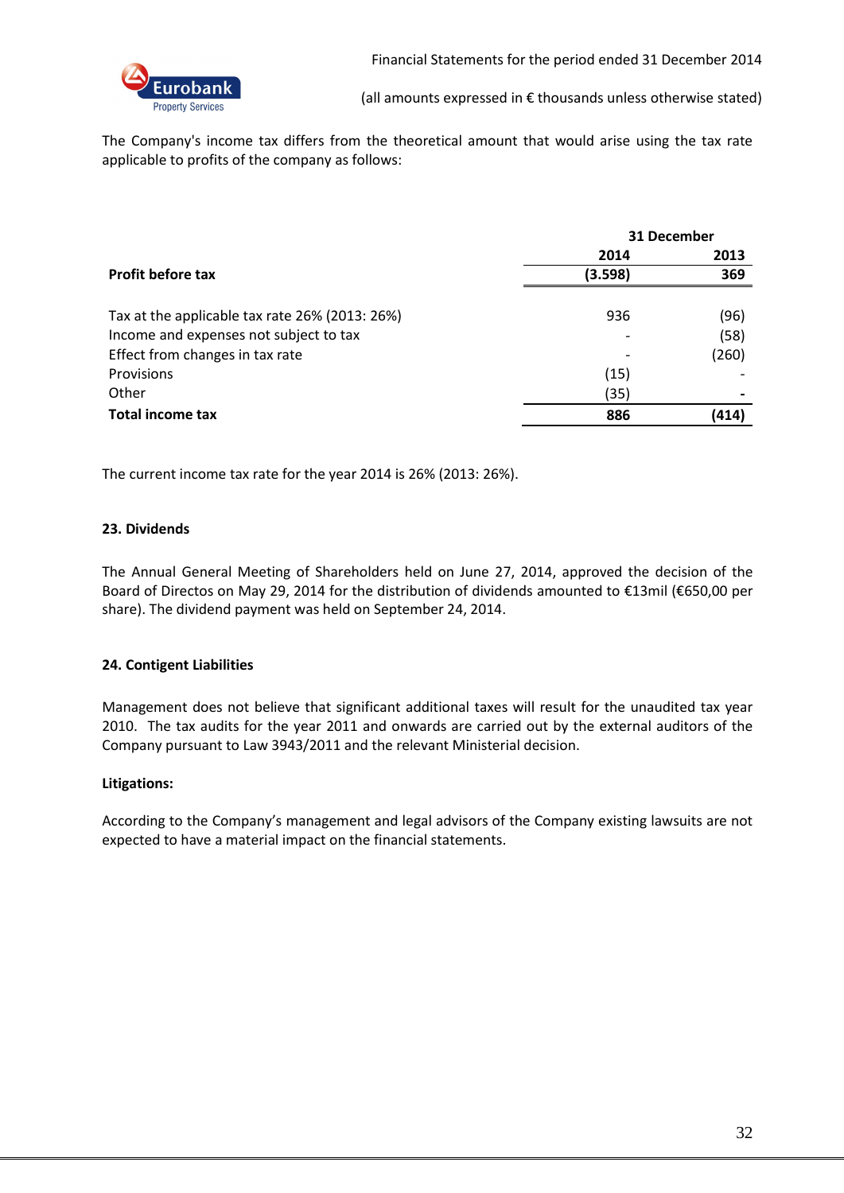The Company's income tax differs from the theoretical amount that would arise using the tax rate applicable to profits of the company as follows:

| | 31 December | |
|---|---|---|
| | **2014** | **2013** |
| **Profit before tax** | **(3.598)** | **369** |
| | | |
| Tax at the applicable tax rate 26% (2013: 26%) | 936 | (96) |
| Income and expenses not subject to tax | - | (58) |
| Effect from changes in tax rate | - | (260) |
| Provisions | (15) | - |
| Other | (35) | - |
| **Total income tax** | **886** | **(414)** |

The current income tax rate for the year 2014 is 26% (2013: 26%).

## 23. Dividends

The Annual General Meeting of Shareholders held on June 27, 2014, approved the decision of the Board of Directos on May 29, 2014 for the distribution of dividends amounted to €13mil (€650,00 per share). The dividend payment was held on September 24, 2014.

## 24. Contigent Liabilities

Management does not believe that significant additional taxes will result for the unaudited tax year 2010. The tax audits for the year 2011 and onwards are carried out by the external auditors of the Company pursuant to Law 3943/2011 and the relevant Ministerial decision.

**Litigations:**

According to the Company's management and legal advisors of the Company existing lawsuits are not expected to have a material impact on the financial statements.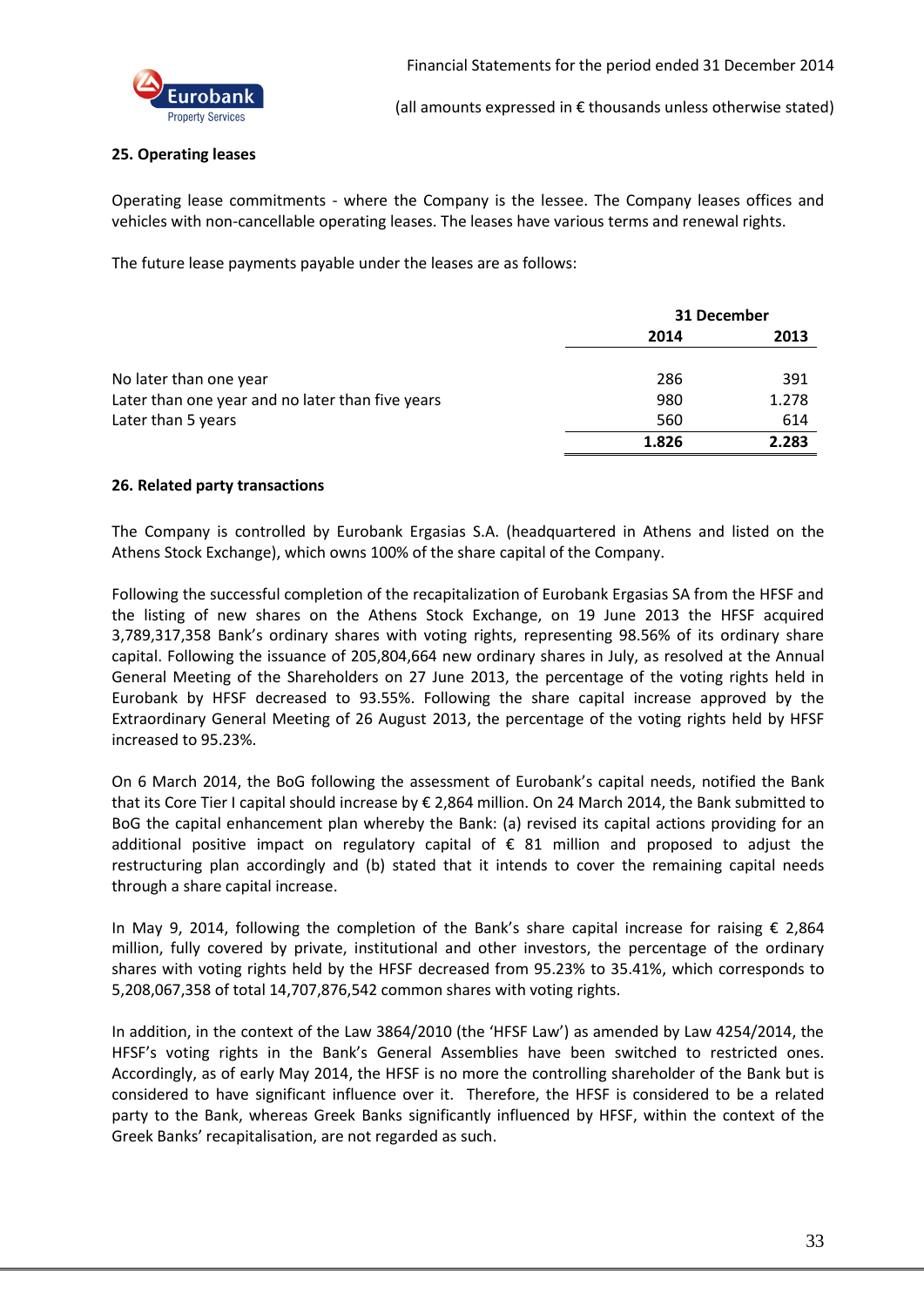## 25. Operating leases

Operating lease commitments - where the Company is the lessee. The Company leases offices and vehicles with non-cancellable operating leases. The leases have various terms and renewal rights.

The future lease payments payable under the leases are as follows:

| | 31 December | |
|---|---|---|
| | **2014** | **2013** |
| No later than one year | 286 | 391 |
| Later than one year and no later than five years | 980 | 1.278 |
| Later than 5 years | 560 | 614 |
| | **1.826** | **2.283** |

## 26. Related party transactions

The Company is controlled by Eurobank Ergasias S.A. (headquartered in Athens and listed on the Athens Stock Exchange), which owns 100% of the share capital of the Company.

Following the successful completion of the recapitalization of Eurobank Ergasias SA from the HFSF and the listing of new shares on the Athens Stock Exchange, on 19 June 2013 the HFSF acquired 3,789,317,358 Bank's ordinary shares with voting rights, representing 98.56% of its ordinary share capital. Following the issuance of 205,804,664 new ordinary shares in July, as resolved at the Annual General Meeting of the Shareholders on 27 June 2013, the percentage of the voting rights held in Eurobank by HFSF decreased to 93.55%. Following the share capital increase approved by the Extraordinary General Meeting of 26 August 2013, the percentage of the voting rights held by HFSF increased to 95.23%.

On 6 March 2014, the BoG following the assessment of Eurobank's capital needs, notified the Bank that its Core Tier I capital should increase by € 2,864 million. On 24 March 2014, the Bank submitted to BoG the capital enhancement plan whereby the Bank: (a) revised its capital actions providing for an additional positive impact on regulatory capital of € 81 million and proposed to adjust the restructuring plan accordingly and (b) stated that it intends to cover the remaining capital needs through a share capital increase.

In May 9, 2014, following the completion of the Bank's share capital increase for raising € 2,864 million, fully covered by private, institutional and other investors, the percentage of the ordinary shares with voting rights held by the HFSF decreased from 95.23% to 35.41%, which corresponds to 5,208,067,358 of total 14,707,876,542 common shares with voting rights.

In addition, in the context of the Law 3864/2010 (the 'HFSF Law') as amended by Law 4254/2014, the HFSF's voting rights in the Bank's General Assemblies have been switched to restricted ones. Accordingly, as of early May 2014, the HFSF is no more the controlling shareholder of the Bank but is considered to have significant influence over it. Therefore, the HFSF is considered to be a related party to the Bank, whereas Greek Banks significantly influenced by HFSF, within the context of the Greek Banks' recapitalisation, are not regarded as such.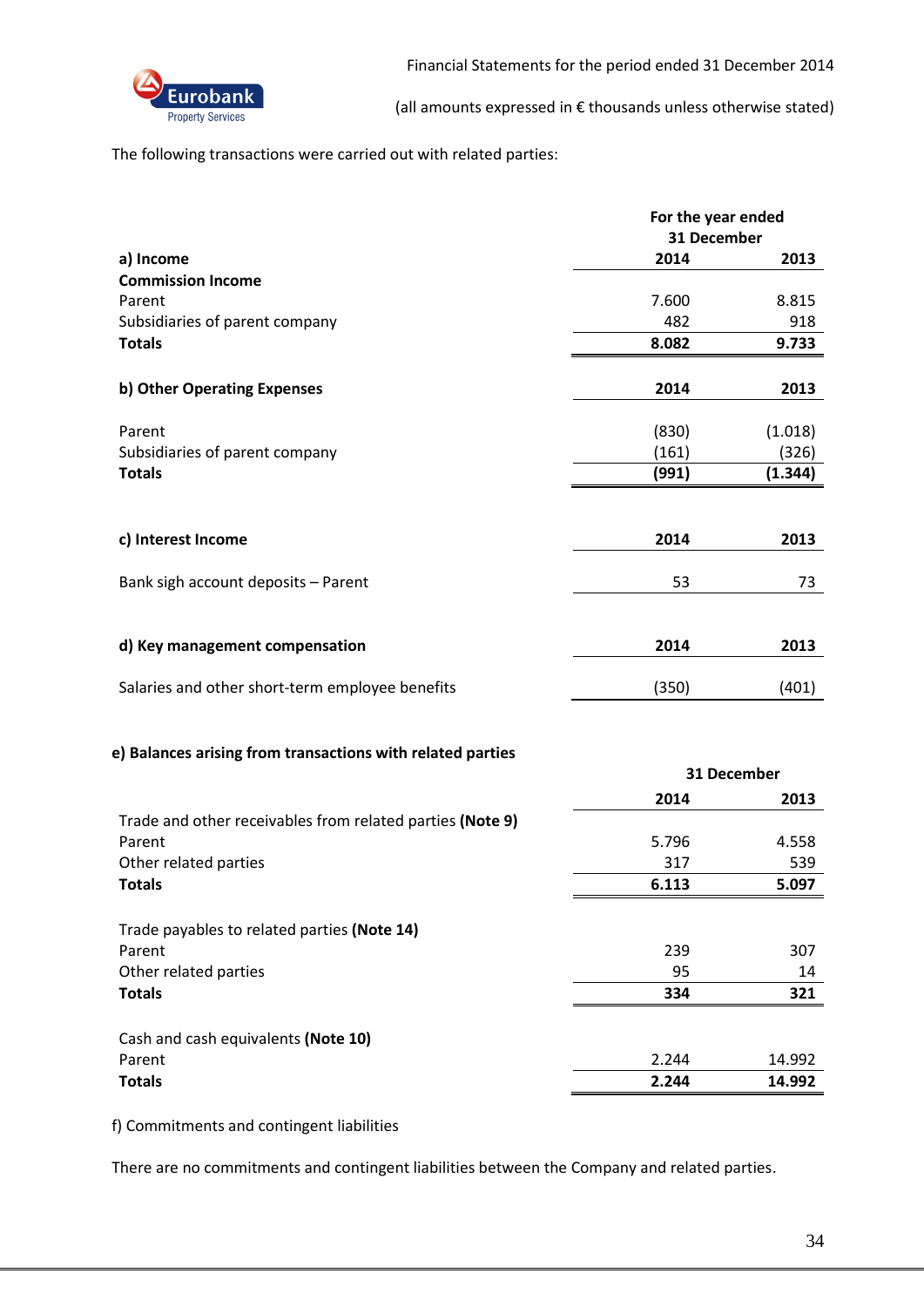The following transactions were carried out with related parties:

| | For the year ended 31 December | |
|---|---|---|
| **a) Income** | **2014** | **2013** |
| **Commission Income** | | |
| Parent | 7.600 | 8.815 |
| Subsidiaries of parent company | 482 | 918 |
| **Totals** | **8.082** | **9.733** |

| **b) Other Operating Expenses** | **2014** | **2013** |
|---|---|---|
| Parent | (830) | (1.018) |
| Subsidiaries of parent company | (161) | (326) |
| **Totals** | **(991)** | **(1.344)** |

| **c) Interest Income** | **2014** | **2013** |
|---|---|---|
| Bank sigh account deposits – Parent | 53 | 73 |

| **d) Key management compensation** | **2014** | **2013** |
|---|---|---|
| Salaries and other short-term employee benefits | (350) | (401) |

**e) Balances arising from transactions with related parties**

| | 31 December | |
|---|---|---|
| | **2014** | **2013** |
| Trade and other receivables from related parties **(Note 9)** | | |
| Parent | 5.796 | 4.558 |
| Other related parties | 317 | 539 |
| **Totals** | **6.113** | **5.097** |
| Trade payables to related parties **(Note 14)** | | |
| Parent | 239 | 307 |
| Other related parties | 95 | 14 |
| **Totals** | **334** | **321** |
| Cash and cash equivalents **(Note 10)** | | |
| Parent | 2.244 | 14.992 |
| **Totals** | **2.244** | **14.992** |

f) Commitments and contingent liabilities

There are no commitments and contingent liabilities between the Company and related parties.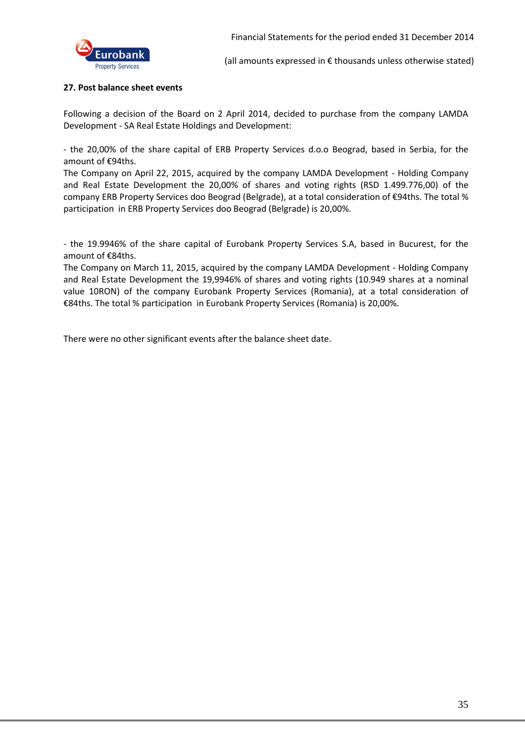**27. Post balance sheet events**

Following a decision of the Board on 2 April 2014, decided to purchase from the company LAMDA Development - SA Real Estate Holdings and Development:

- the 20,00% of the share capital of ERB Property Services d.o.o Beograd, based in Serbia, for the amount of €94ths.

The Company on April 22, 2015, acquired by the company LAMDA Development - Holding Company and Real Estate Development the 20,00% of shares and voting rights (RSD 1.499.776,00) of the company ERB Property Services doo Beograd (Belgrade), at a total consideration of €94ths. The total % participation in ERB Property Services doo Beograd (Belgrade) is 20,00%.

- the 19.9946% of the share capital of Eurobank Property Services S.A, based in Bucurest, for the amount of €84ths.

The Company on March 11, 2015, acquired by the company LAMDA Development - Holding Company and Real Estate Development the 19,9946% of shares and voting rights (10.949 shares at a nominal value 10RON) of the company Eurobank Property Services (Romania), at a total consideration of €84ths. The total % participation in Eurobank Property Services (Romania) is 20,00%.

There were no other significant events after the balance sheet date.